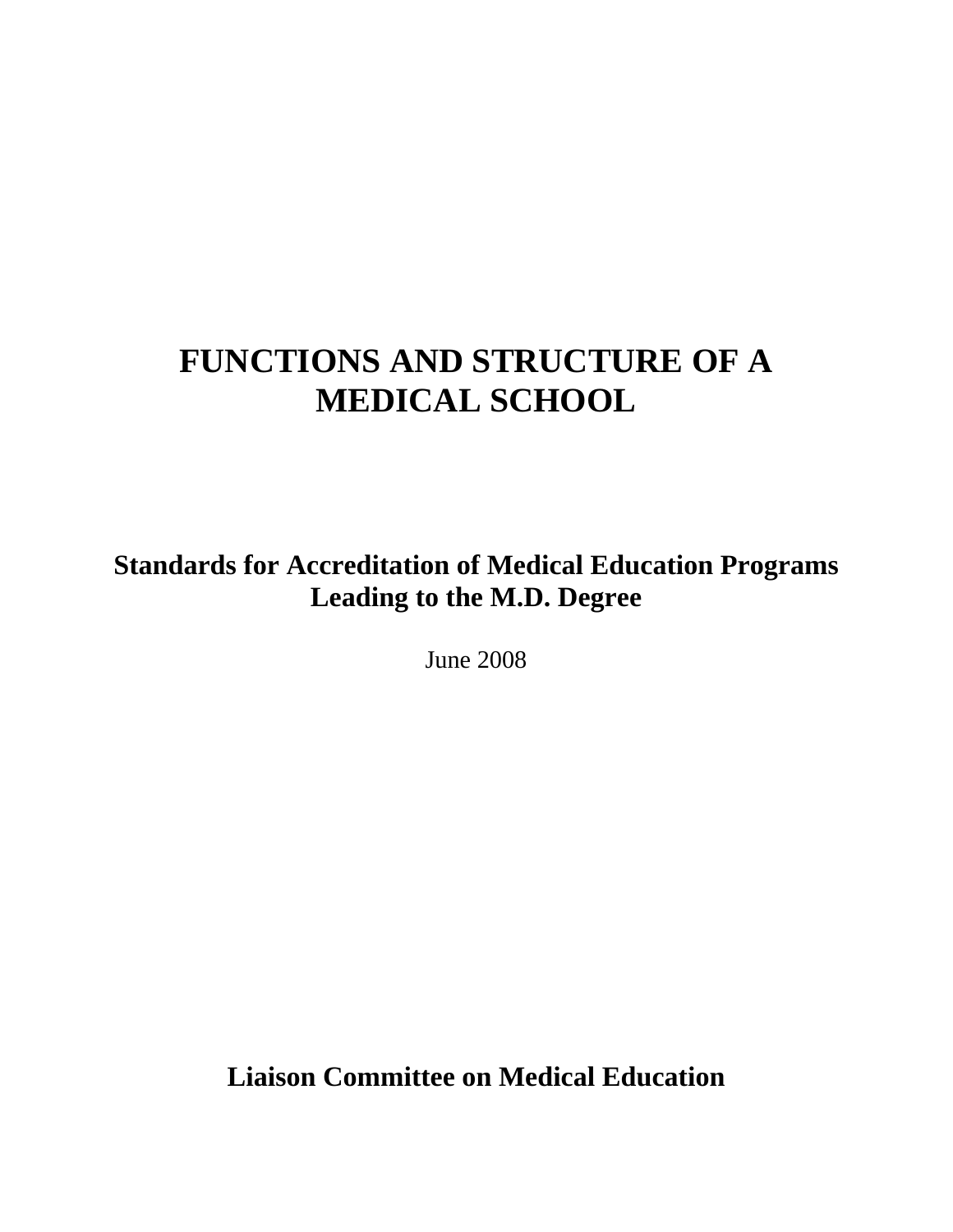# FUNCTIONS AND STRUCTURE OF A MEDICAL SCHOOL

## Standards for Accreditation of Medical Education Programs Leading to the M.D. Degree

June 2008

**Liaison Committee on Medical Education**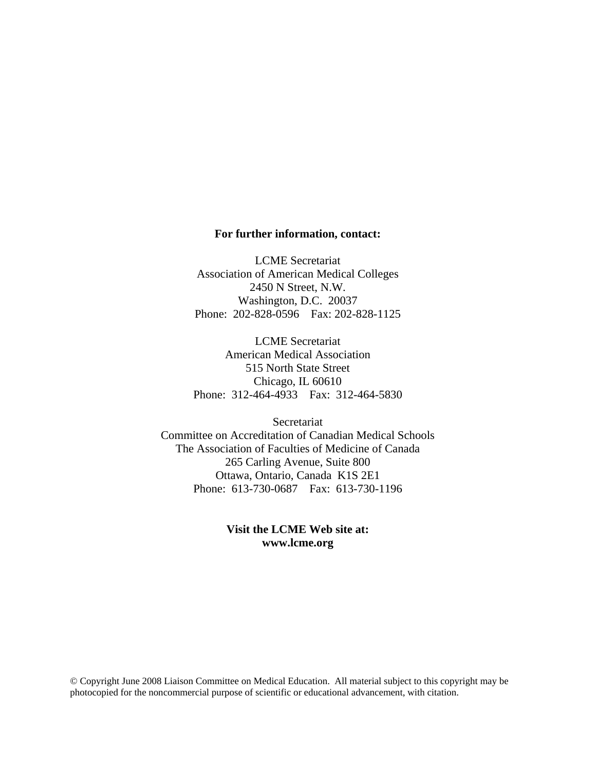**For further information, contact:**

LCME Secretariat
Association of American Medical Colleges
2450 N Street, N.W.
Washington, D.C. 20037
Phone: 202-828-0596 Fax: 202-828-1125

LCME Secretariat
American Medical Association
515 North State Street
Chicago, IL 60610
Phone: 312-464-4933 Fax: 312-464-5830

Secretariat
Committee on Accreditation of Canadian Medical Schools
The Association of Faculties of Medicine of Canada
265 Carling Avenue, Suite 800
Ottawa, Ontario, Canada K1S 2E1
Phone: 613-730-0687 Fax: 613-730-1196

**Visit the LCME Web site at:**
**www.lcme.org**

© Copyright June 2008 Liaison Committee on Medical Education. All material subject to this copyright may be photocopied for the noncommercial purpose of scientific or educational advancement, with citation.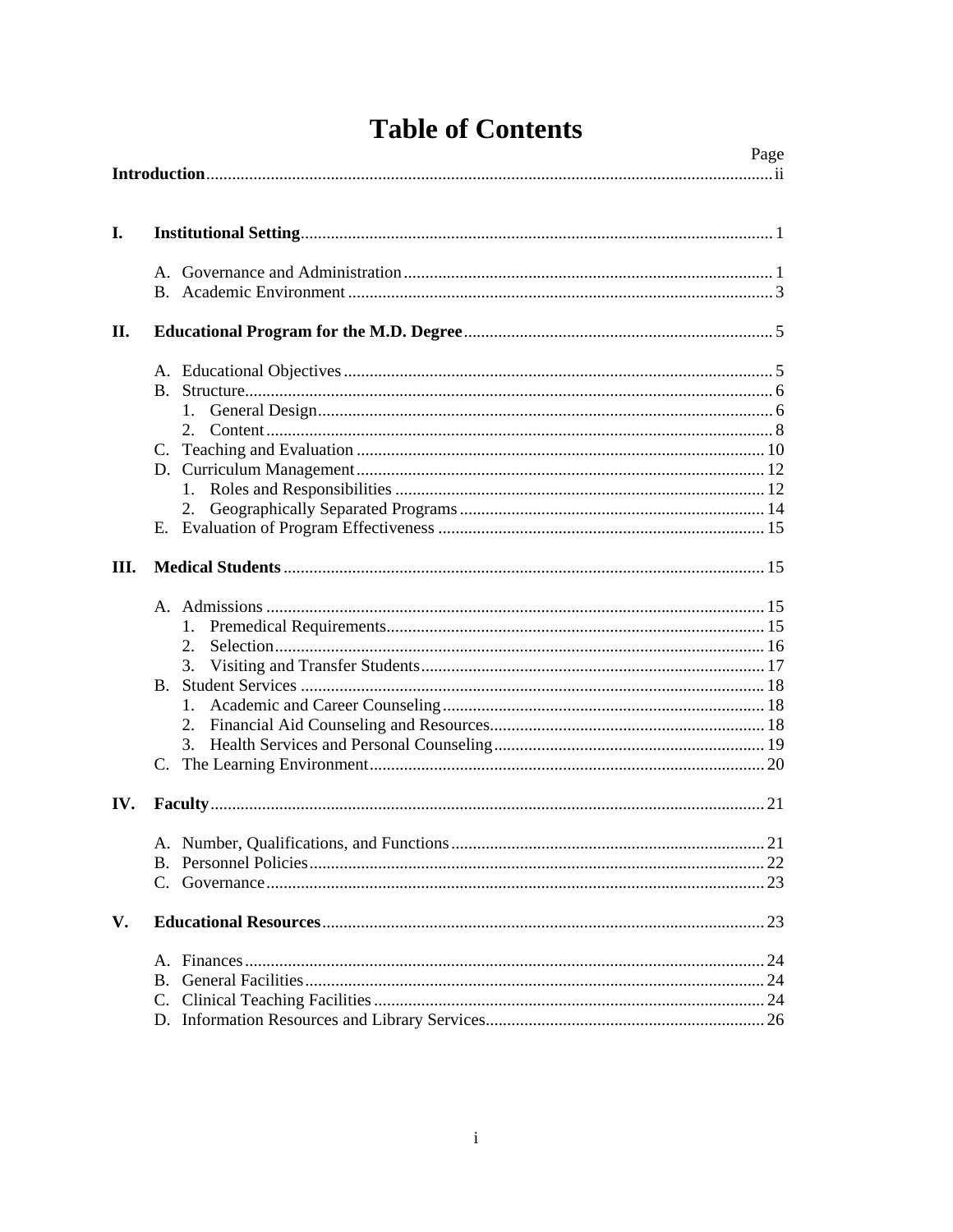# Table of Contents

| | Page |
|---|---|
| **Introduction** | ii |
| **I. Institutional Setting** | 1 |
| A. Governance and Administration | 1 |
| B. Academic Environment | 3 |
| **II. Educational Program for the M.D. Degree** | 5 |
| A. Educational Objectives | 5 |
| B. Structure | 6 |
| 1. General Design | 6 |
| 2. Content | 8 |
| C. Teaching and Evaluation | 10 |
| D. Curriculum Management | 12 |
| 1. Roles and Responsibilities | 12 |
| 2. Geographically Separated Programs | 14 |
| E. Evaluation of Program Effectiveness | 15 |
| **III. Medical Students** | 15 |
| A. Admissions | 15 |
| 1. Premedical Requirements | 15 |
| 2. Selection | 16 |
| 3. Visiting and Transfer Students | 17 |
| B. Student Services | 18 |
| 1. Academic and Career Counseling | 18 |
| 2. Financial Aid Counseling and Resources | 18 |
| 3. Health Services and Personal Counseling | 19 |
| C. The Learning Environment | 20 |
| **IV. Faculty** | 21 |
| A. Number, Qualifications, and Functions | 21 |
| B. Personnel Policies | 22 |
| C. Governance | 23 |
| **V. Educational Resources** | 23 |
| A. Finances | 24 |
| B. General Facilities | 24 |
| C. Clinical Teaching Facilities | 24 |
| D. Information Resources and Library Services | 26 |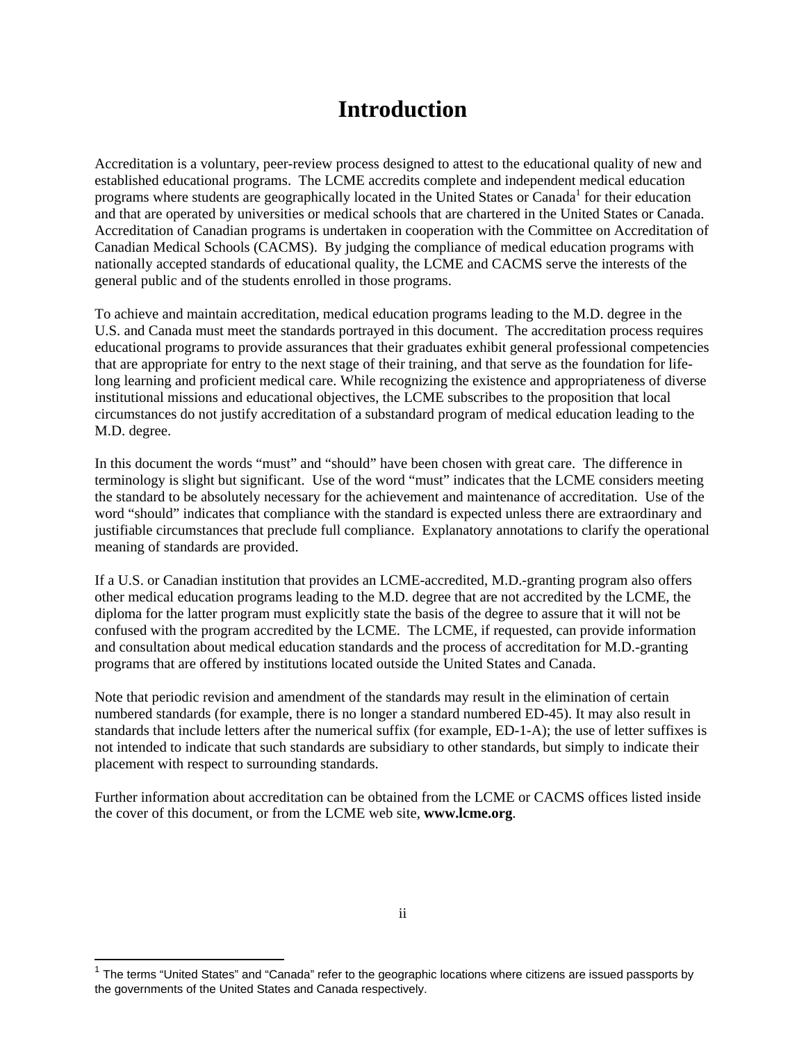# Introduction

Accreditation is a voluntary, peer-review process designed to attest to the educational quality of new and established educational programs. The LCME accredits complete and independent medical education programs where students are geographically located in the United States or Canada[1] for their education and that are operated by universities or medical schools that are chartered in the United States or Canada. Accreditation of Canadian programs is undertaken in cooperation with the Committee on Accreditation of Canadian Medical Schools (CACMS). By judging the compliance of medical education programs with nationally accepted standards of educational quality, the LCME and CACMS serve the interests of the general public and of the students enrolled in those programs.

To achieve and maintain accreditation, medical education programs leading to the M.D. degree in the U.S. and Canada must meet the standards portrayed in this document. The accreditation process requires educational programs to provide assurances that their graduates exhibit general professional competencies that are appropriate for entry to the next stage of their training, and that serve as the foundation for life-long learning and proficient medical care. While recognizing the existence and appropriateness of diverse institutional missions and educational objectives, the LCME subscribes to the proposition that local circumstances do not justify accreditation of a substandard program of medical education leading to the M.D. degree.

In this document the words "must" and "should" have been chosen with great care. The difference in terminology is slight but significant. Use of the word "must" indicates that the LCME considers meeting the standard to be absolutely necessary for the achievement and maintenance of accreditation. Use of the word "should" indicates that compliance with the standard is expected unless there are extraordinary and justifiable circumstances that preclude full compliance. Explanatory annotations to clarify the operational meaning of standards are provided.

If a U.S. or Canadian institution that provides an LCME-accredited, M.D.-granting program also offers other medical education programs leading to the M.D. degree that are not accredited by the LCME, the diploma for the latter program must explicitly state the basis of the degree to assure that it will not be confused with the program accredited by the LCME. The LCME, if requested, can provide information and consultation about medical education standards and the process of accreditation for M.D.-granting programs that are offered by institutions located outside the United States and Canada.

Note that periodic revision and amendment of the standards may result in the elimination of certain numbered standards (for example, there is no longer a standard numbered ED-45). It may also result in standards that include letters after the numerical suffix (for example, ED-1-A); the use of letter suffixes is not intended to indicate that such standards are subsidiary to other standards, but simply to indicate their placement with respect to surrounding standards.

Further information about accreditation can be obtained from the LCME or CACMS offices listed inside the cover of this document, or from the LCME web site, **www.lcme.org**.

[1] The terms "United States" and "Canada" refer to the geographic locations where citizens are issued passports by the governments of the United States and Canada respectively.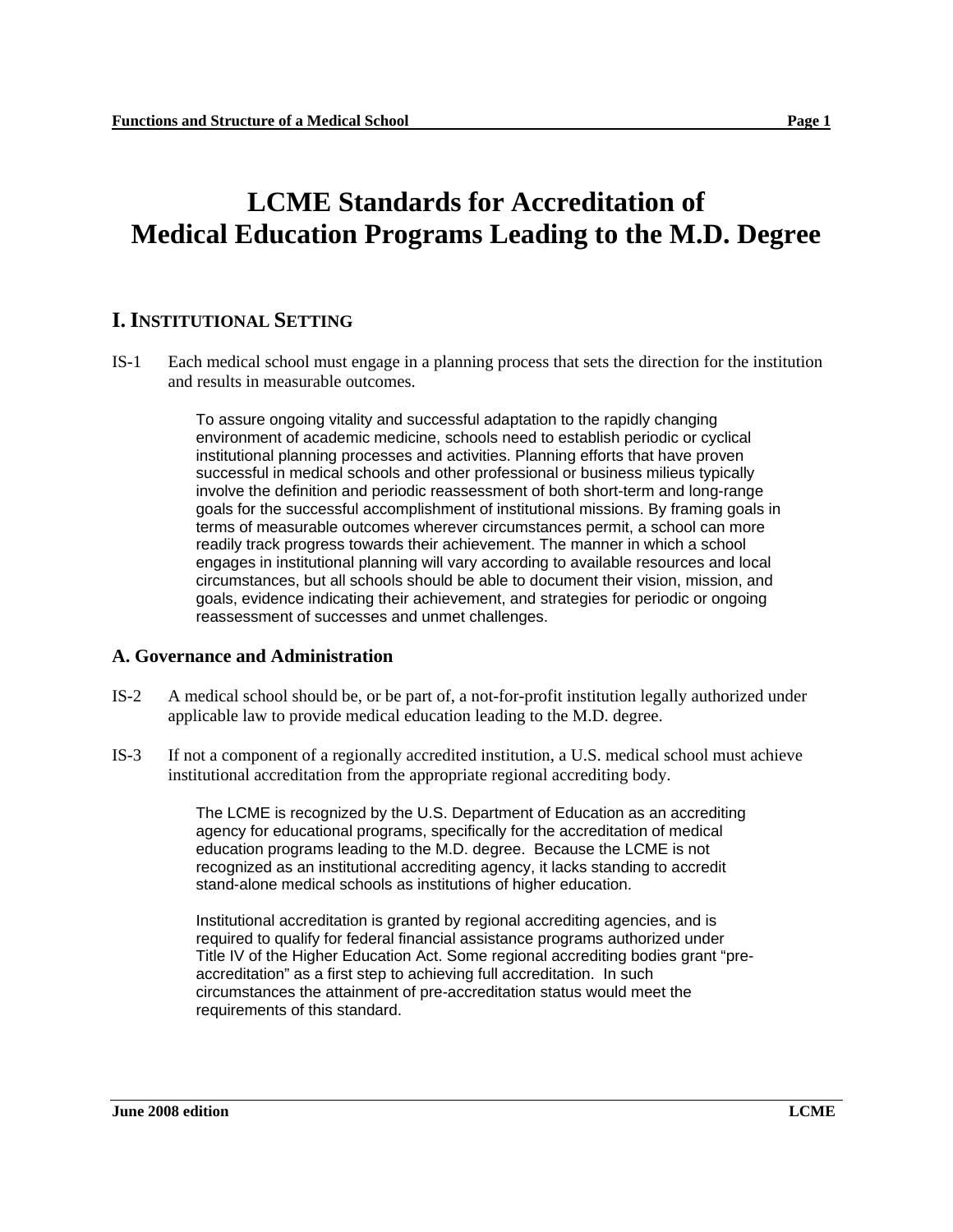# LCME Standards for Accreditation of Medical Education Programs Leading to the M.D. Degree

## I. Institutional Setting

IS-1 Each medical school must engage in a planning process that sets the direction for the institution and results in measurable outcomes.

> To assure ongoing vitality and successful adaptation to the rapidly changing environment of academic medicine, schools need to establish periodic or cyclical institutional planning processes and activities. Planning efforts that have proven successful in medical schools and other professional or business milieus typically involve the definition and periodic reassessment of both short-term and long-range goals for the successful accomplishment of institutional missions. By framing goals in terms of measurable outcomes wherever circumstances permit, a school can more readily track progress towards their achievement. The manner in which a school engages in institutional planning will vary according to available resources and local circumstances, but all schools should be able to document their vision, mission, and goals, evidence indicating their achievement, and strategies for periodic or ongoing reassessment of successes and unmet challenges.

### A. Governance and Administration

IS-2 A medical school should be, or be part of, a not-for-profit institution legally authorized under applicable law to provide medical education leading to the M.D. degree.

IS-3 If not a component of a regionally accredited institution, a U.S. medical school must achieve institutional accreditation from the appropriate regional accrediting body.

> The LCME is recognized by the U.S. Department of Education as an accrediting agency for educational programs, specifically for the accreditation of medical education programs leading to the M.D. degree. Because the LCME is not recognized as an institutional accrediting agency, it lacks standing to accredit stand-alone medical schools as institutions of higher education.
>
> Institutional accreditation is granted by regional accrediting agencies, and is required to qualify for federal financial assistance programs authorized under Title IV of the Higher Education Act. Some regional accrediting bodies grant "pre-accreditation" as a first step to achieving full accreditation. In such circumstances the attainment of pre-accreditation status would meet the requirements of this standard.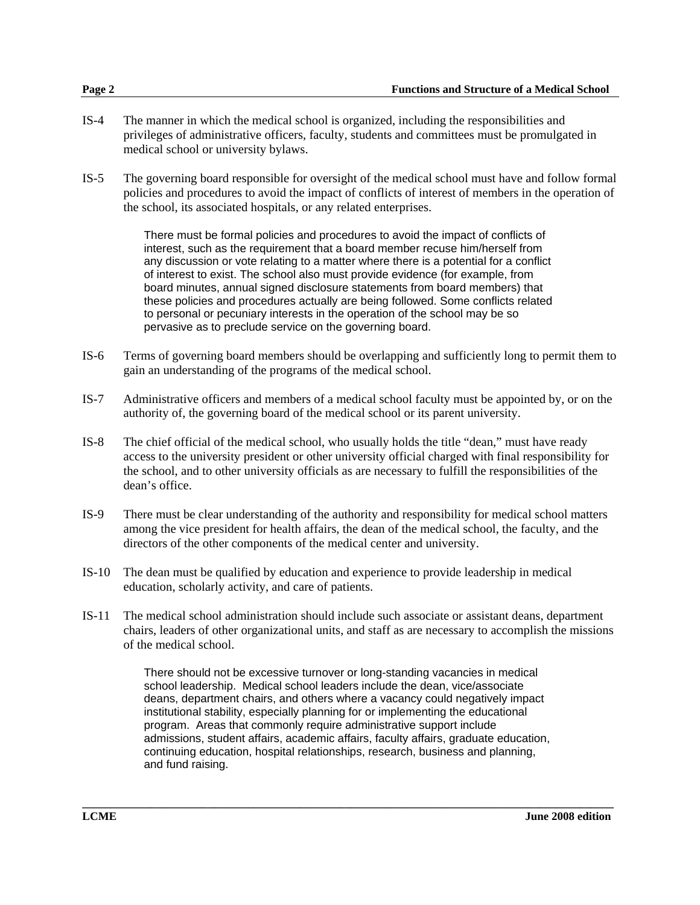IS-4 The manner in which the medical school is organized, including the responsibilities and privileges of administrative officers, faculty, students and committees must be promulgated in medical school or university bylaws.

IS-5 The governing board responsible for oversight of the medical school must have and follow formal policies and procedures to avoid the impact of conflicts of interest of members in the operation of the school, its associated hospitals, or any related enterprises.

> There must be formal policies and procedures to avoid the impact of conflicts of interest, such as the requirement that a board member recuse him/herself from any discussion or vote relating to a matter where there is a potential for a conflict of interest to exist. The school also must provide evidence (for example, from board minutes, annual signed disclosure statements from board members) that these policies and procedures actually are being followed. Some conflicts related to personal or pecuniary interests in the operation of the school may be so pervasive as to preclude service on the governing board.

IS-6 Terms of governing board members should be overlapping and sufficiently long to permit them to gain an understanding of the programs of the medical school.

IS-7 Administrative officers and members of a medical school faculty must be appointed by, or on the authority of, the governing board of the medical school or its parent university.

IS-8 The chief official of the medical school, who usually holds the title "dean," must have ready access to the university president or other university official charged with final responsibility for the school, and to other university officials as are necessary to fulfill the responsibilities of the dean's office.

IS-9 There must be clear understanding of the authority and responsibility for medical school matters among the vice president for health affairs, the dean of the medical school, the faculty, and the directors of the other components of the medical center and university.

IS-10 The dean must be qualified by education and experience to provide leadership in medical education, scholarly activity, and care of patients.

IS-11 The medical school administration should include such associate or assistant deans, department chairs, leaders of other organizational units, and staff as are necessary to accomplish the missions of the medical school.

> There should not be excessive turnover or long-standing vacancies in medical school leadership. Medical school leaders include the dean, vice/associate deans, department chairs, and others where a vacancy could negatively impact institutional stability, especially planning for or implementing the educational program. Areas that commonly require administrative support include admissions, student affairs, academic affairs, faculty affairs, graduate education, continuing education, hospital relationships, research, business and planning, and fund raising.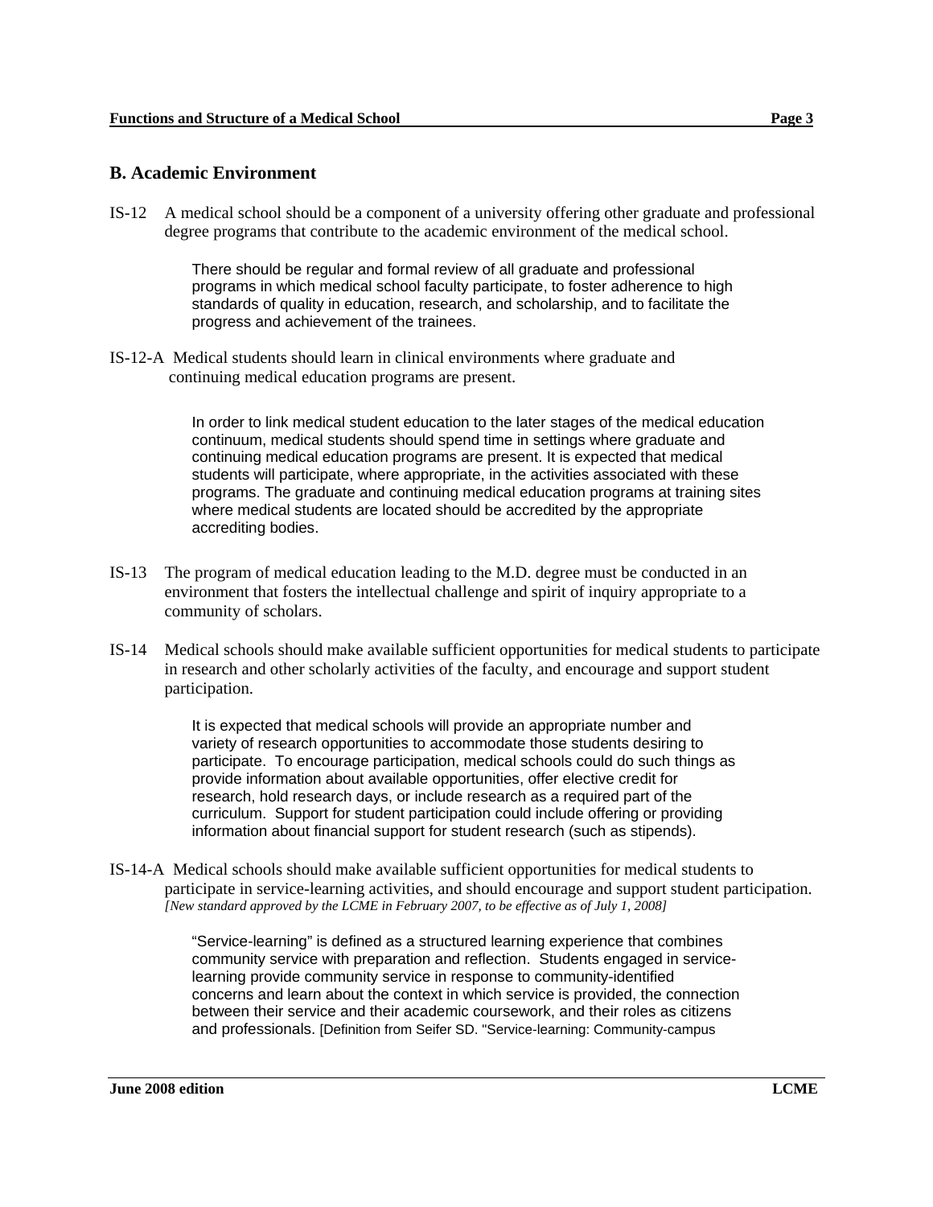## B. Academic Environment

IS-12 A medical school should be a component of a university offering other graduate and professional degree programs that contribute to the academic environment of the medical school.

> There should be regular and formal review of all graduate and professional programs in which medical school faculty participate, to foster adherence to high standards of quality in education, research, and scholarship, and to facilitate the progress and achievement of the trainees.

IS-12-A Medical students should learn in clinical environments where graduate and continuing medical education programs are present.

> In order to link medical student education to the later stages of the medical education continuum, medical students should spend time in settings where graduate and continuing medical education programs are present. It is expected that medical students will participate, where appropriate, in the activities associated with these programs. The graduate and continuing medical education programs at training sites where medical students are located should be accredited by the appropriate accrediting bodies.

IS-13 The program of medical education leading to the M.D. degree must be conducted in an environment that fosters the intellectual challenge and spirit of inquiry appropriate to a community of scholars.

IS-14 Medical schools should make available sufficient opportunities for medical students to participate in research and other scholarly activities of the faculty, and encourage and support student participation.

> It is expected that medical schools will provide an appropriate number and variety of research opportunities to accommodate those students desiring to participate. To encourage participation, medical schools could do such things as provide information about available opportunities, offer elective credit for research, hold research days, or include research as a required part of the curriculum. Support for student participation could include offering or providing information about financial support for student research (such as stipends).

IS-14-A Medical schools should make available sufficient opportunities for medical students to participate in service-learning activities, and should encourage and support student participation. *[New standard approved by the LCME in February 2007, to be effective as of July 1, 2008]*

> "Service-learning" is defined as a structured learning experience that combines community service with preparation and reflection. Students engaged in service-learning provide community service in response to community-identified concerns and learn about the context in which service is provided, the connection between their service and their academic coursework, and their roles as citizens and professionals. [Definition from Seifer SD. "Service-learning: Community-campus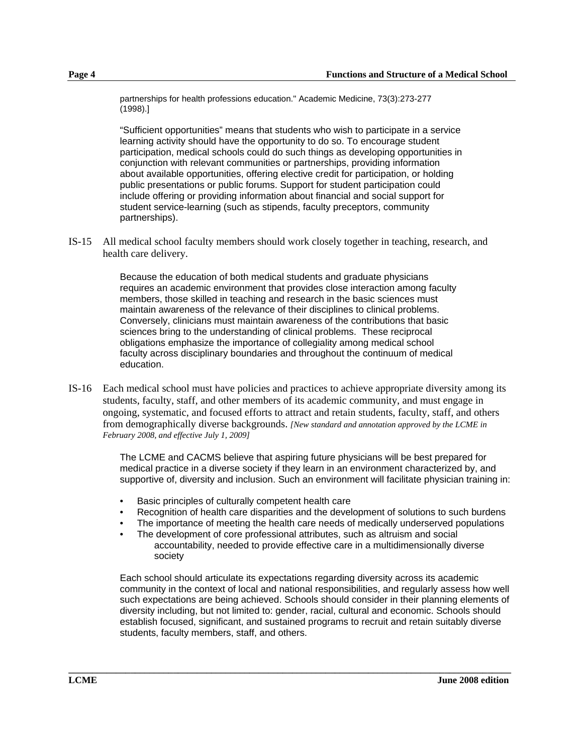partnerships for health professions education." Academic Medicine, 73(3):273-277 (1998).]

"Sufficient opportunities" means that students who wish to participate in a service learning activity should have the opportunity to do so. To encourage student participation, medical schools could do such things as developing opportunities in conjunction with relevant communities or partnerships, providing information about available opportunities, offering elective credit for participation, or holding public presentations or public forums. Support for student participation could include offering or providing information about financial and social support for student service-learning (such as stipends, faculty preceptors, community partnerships).

IS-15 All medical school faculty members should work closely together in teaching, research, and health care delivery.

Because the education of both medical students and graduate physicians requires an academic environment that provides close interaction among faculty members, those skilled in teaching and research in the basic sciences must maintain awareness of the relevance of their disciplines to clinical problems. Conversely, clinicians must maintain awareness of the contributions that basic sciences bring to the understanding of clinical problems. These reciprocal obligations emphasize the importance of collegiality among medical school faculty across disciplinary boundaries and throughout the continuum of medical education.

IS-16 Each medical school must have policies and practices to achieve appropriate diversity among its students, faculty, staff, and other members of its academic community, and must engage in ongoing, systematic, and focused efforts to attract and retain students, faculty, staff, and others from demographically diverse backgrounds. *[New standard and annotation approved by the LCME in February 2008, and effective July 1, 2009]*

The LCME and CACMS believe that aspiring future physicians will be best prepared for medical practice in a diverse society if they learn in an environment characterized by, and supportive of, diversity and inclusion. Such an environment will facilitate physician training in:

- Basic principles of culturally competent health care
- Recognition of health care disparities and the development of solutions to such burdens
- The importance of meeting the health care needs of medically underserved populations
- The development of core professional attributes, such as altruism and social accountability, needed to provide effective care in a multidimensionally diverse society

Each school should articulate its expectations regarding diversity across its academic community in the context of local and national responsibilities, and regularly assess how well such expectations are being achieved. Schools should consider in their planning elements of diversity including, but not limited to: gender, racial, cultural and economic. Schools should establish focused, significant, and sustained programs to recruit and retain suitably diverse students, faculty members, staff, and others.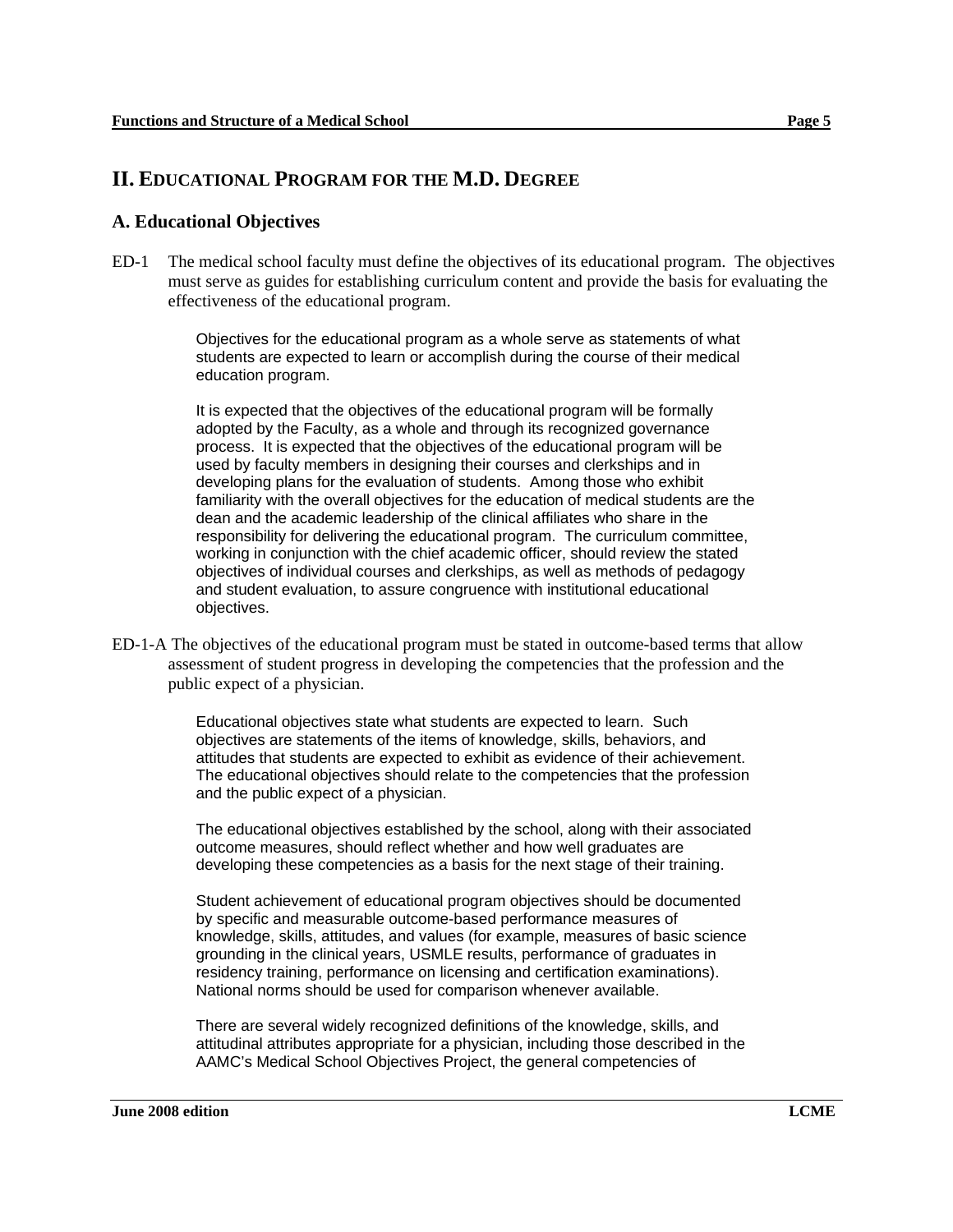## II. Educational Program for the M.D. Degree

### A. Educational Objectives

ED-1 The medical school faculty must define the objectives of its educational program. The objectives must serve as guides for establishing curriculum content and provide the basis for evaluating the effectiveness of the educational program.

> Objectives for the educational program as a whole serve as statements of what students are expected to learn or accomplish during the course of their medical education program.
>
> It is expected that the objectives of the educational program will be formally adopted by the Faculty, as a whole and through its recognized governance process. It is expected that the objectives of the educational program will be used by faculty members in designing their courses and clerkships and in developing plans for the evaluation of students. Among those who exhibit familiarity with the overall objectives for the education of medical students are the dean and the academic leadership of the clinical affiliates who share in the responsibility for delivering the educational program. The curriculum committee, working in conjunction with the chief academic officer, should review the stated objectives of individual courses and clerkships, as well as methods of pedagogy and student evaluation, to assure congruence with institutional educational objectives.

ED-1-A The objectives of the educational program must be stated in outcome-based terms that allow assessment of student progress in developing the competencies that the profession and the public expect of a physician.

> Educational objectives state what students are expected to learn. Such objectives are statements of the items of knowledge, skills, behaviors, and attitudes that students are expected to exhibit as evidence of their achievement. The educational objectives should relate to the competencies that the profession and the public expect of a physician.
>
> The educational objectives established by the school, along with their associated outcome measures, should reflect whether and how well graduates are developing these competencies as a basis for the next stage of their training.
>
> Student achievement of educational program objectives should be documented by specific and measurable outcome-based performance measures of knowledge, skills, attitudes, and values (for example, measures of basic science grounding in the clinical years, USMLE results, performance of graduates in residency training, performance on licensing and certification examinations). National norms should be used for comparison whenever available.
>
> There are several widely recognized definitions of the knowledge, skills, and attitudinal attributes appropriate for a physician, including those described in the AAMC's Medical School Objectives Project, the general competencies of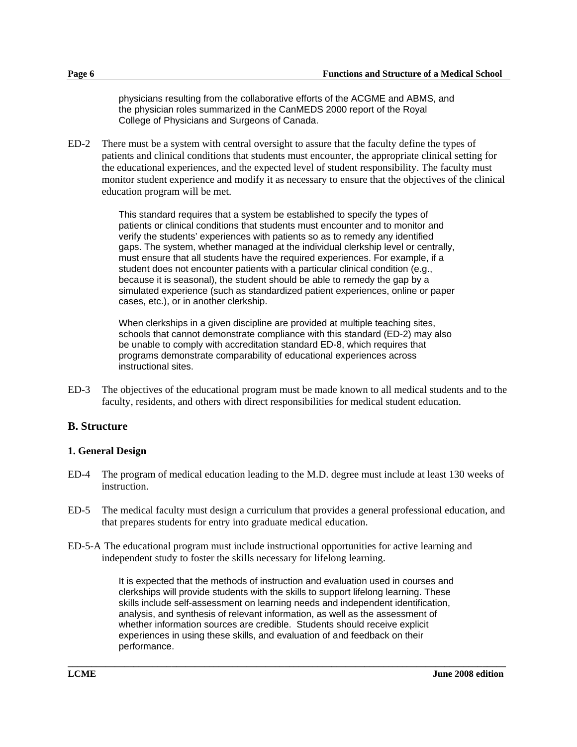physicians resulting from the collaborative efforts of the ACGME and ABMS, and the physician roles summarized in the CanMEDS 2000 report of the Royal College of Physicians and Surgeons of Canada.

ED-2 There must be a system with central oversight to assure that the faculty define the types of patients and clinical conditions that students must encounter, the appropriate clinical setting for the educational experiences, and the expected level of student responsibility. The faculty must monitor student experience and modify it as necessary to ensure that the objectives of the clinical education program will be met.

> This standard requires that a system be established to specify the types of patients or clinical conditions that students must encounter and to monitor and verify the students' experiences with patients so as to remedy any identified gaps. The system, whether managed at the individual clerkship level or centrally, must ensure that all students have the required experiences. For example, if a student does not encounter patients with a particular clinical condition (e.g., because it is seasonal), the student should be able to remedy the gap by a simulated experience (such as standardized patient experiences, online or paper cases, etc.), or in another clerkship.
>
> When clerkships in a given discipline are provided at multiple teaching sites, schools that cannot demonstrate compliance with this standard (ED-2) may also be unable to comply with accreditation standard ED-8, which requires that programs demonstrate comparability of educational experiences across instructional sites.

ED-3 The objectives of the educational program must be made known to all medical students and to the faculty, residents, and others with direct responsibilities for medical student education.

## B. Structure

### 1. General Design

ED-4 The program of medical education leading to the M.D. degree must include at least 130 weeks of instruction.

ED-5 The medical faculty must design a curriculum that provides a general professional education, and that prepares students for entry into graduate medical education.

ED-5-A The educational program must include instructional opportunities for active learning and independent study to foster the skills necessary for lifelong learning.

> It is expected that the methods of instruction and evaluation used in courses and clerkships will provide students with the skills to support lifelong learning. These skills include self-assessment on learning needs and independent identification, analysis, and synthesis of relevant information, as well as the assessment of whether information sources are credible. Students should receive explicit experiences in using these skills, and evaluation of and feedback on their performance.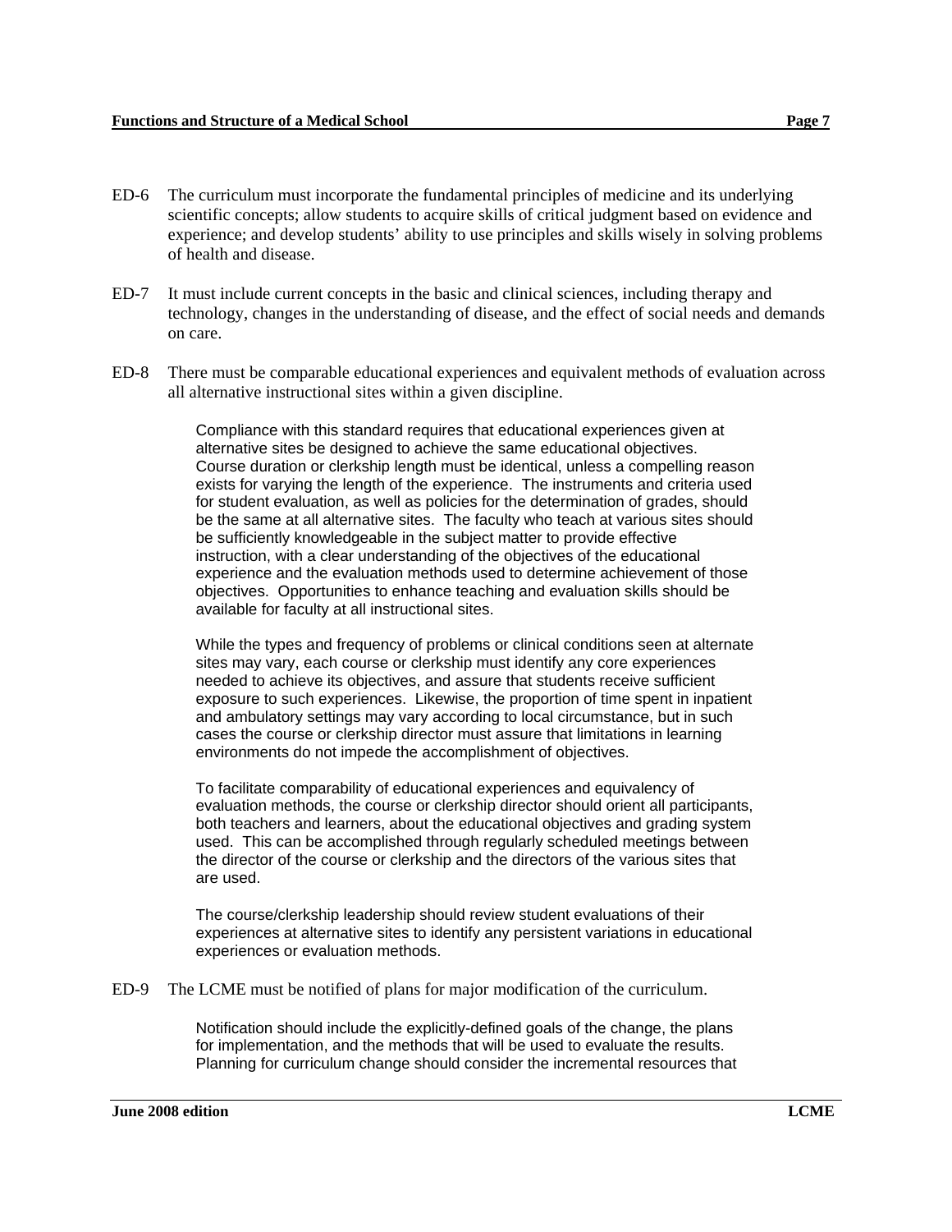ED-6 The curriculum must incorporate the fundamental principles of medicine and its underlying scientific concepts; allow students to acquire skills of critical judgment based on evidence and experience; and develop students' ability to use principles and skills wisely in solving problems of health and disease.

ED-7 It must include current concepts in the basic and clinical sciences, including therapy and technology, changes in the understanding of disease, and the effect of social needs and demands on care.

ED-8 There must be comparable educational experiences and equivalent methods of evaluation across all alternative instructional sites within a given discipline.

> Compliance with this standard requires that educational experiences given at alternative sites be designed to achieve the same educational objectives. Course duration or clerkship length must be identical, unless a compelling reason exists for varying the length of the experience. The instruments and criteria used for student evaluation, as well as policies for the determination of grades, should be the same at all alternative sites. The faculty who teach at various sites should be sufficiently knowledgeable in the subject matter to provide effective instruction, with a clear understanding of the objectives of the educational experience and the evaluation methods used to determine achievement of those objectives. Opportunities to enhance teaching and evaluation skills should be available for faculty at all instructional sites.
>
> While the types and frequency of problems or clinical conditions seen at alternate sites may vary, each course or clerkship must identify any core experiences needed to achieve its objectives, and assure that students receive sufficient exposure to such experiences. Likewise, the proportion of time spent in inpatient and ambulatory settings may vary according to local circumstance, but in such cases the course or clerkship director must assure that limitations in learning environments do not impede the accomplishment of objectives.
>
> To facilitate comparability of educational experiences and equivalency of evaluation methods, the course or clerkship director should orient all participants, both teachers and learners, about the educational objectives and grading system used. This can be accomplished through regularly scheduled meetings between the director of the course or clerkship and the directors of the various sites that are used.
>
> The course/clerkship leadership should review student evaluations of their experiences at alternative sites to identify any persistent variations in educational experiences or evaluation methods.

ED-9 The LCME must be notified of plans for major modification of the curriculum.

> Notification should include the explicitly-defined goals of the change, the plans for implementation, and the methods that will be used to evaluate the results. Planning for curriculum change should consider the incremental resources that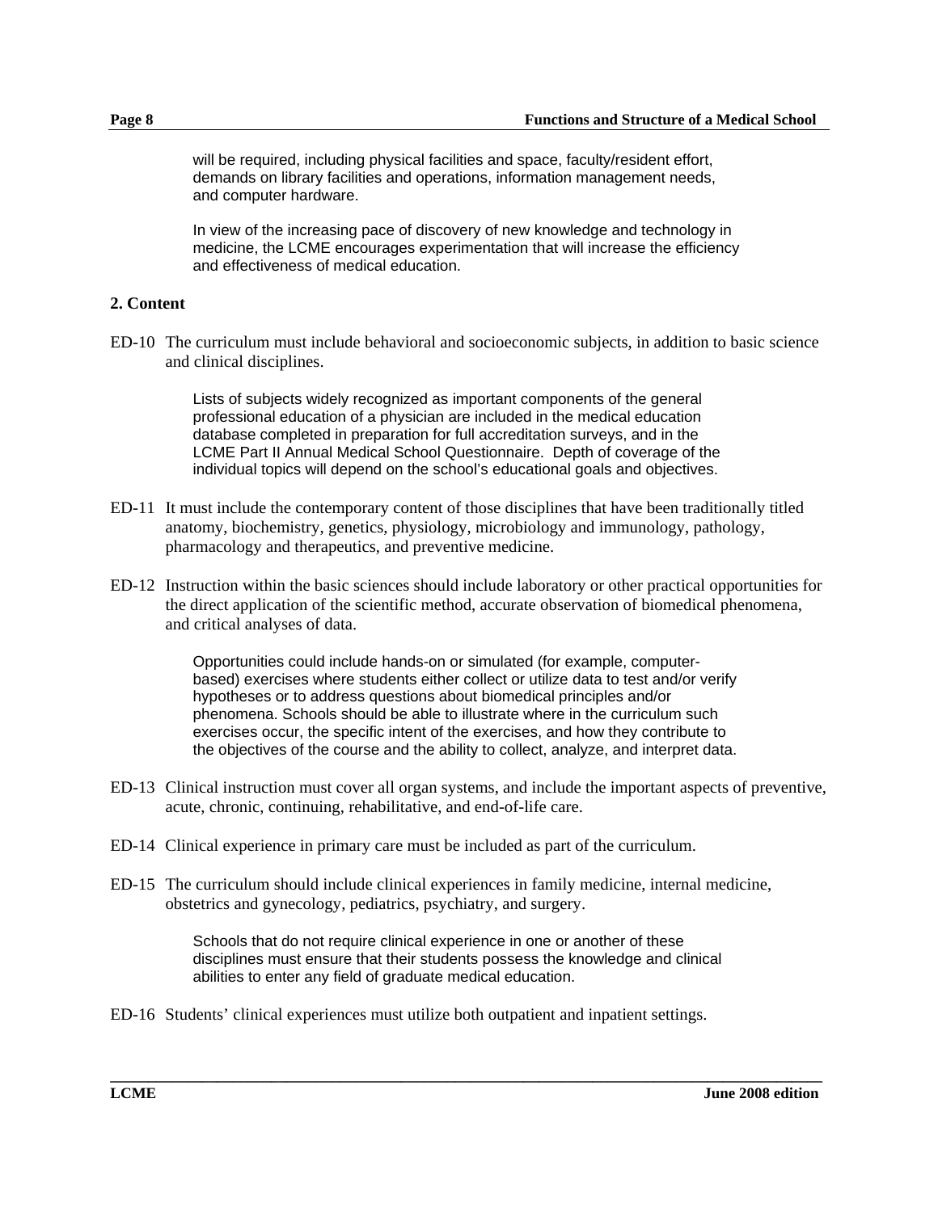will be required, including physical facilities and space, faculty/resident effort, demands on library facilities and operations, information management needs, and computer hardware.

In view of the increasing pace of discovery of new knowledge and technology in medicine, the LCME encourages experimentation that will increase the efficiency and effectiveness of medical education.

### 2. Content

ED-10 The curriculum must include behavioral and socioeconomic subjects, in addition to basic science and clinical disciplines.

> Lists of subjects widely recognized as important components of the general professional education of a physician are included in the medical education database completed in preparation for full accreditation surveys, and in the LCME Part II Annual Medical School Questionnaire. Depth of coverage of the individual topics will depend on the school's educational goals and objectives.

ED-11 It must include the contemporary content of those disciplines that have been traditionally titled anatomy, biochemistry, genetics, physiology, microbiology and immunology, pathology, pharmacology and therapeutics, and preventive medicine.

ED-12 Instruction within the basic sciences should include laboratory or other practical opportunities for the direct application of the scientific method, accurate observation of biomedical phenomena, and critical analyses of data.

> Opportunities could include hands-on or simulated (for example, computer-based) exercises where students either collect or utilize data to test and/or verify hypotheses or to address questions about biomedical principles and/or phenomena. Schools should be able to illustrate where in the curriculum such exercises occur, the specific intent of the exercises, and how they contribute to the objectives of the course and the ability to collect, analyze, and interpret data.

ED-13 Clinical instruction must cover all organ systems, and include the important aspects of preventive, acute, chronic, continuing, rehabilitative, and end-of-life care.

ED-14 Clinical experience in primary care must be included as part of the curriculum.

ED-15 The curriculum should include clinical experiences in family medicine, internal medicine, obstetrics and gynecology, pediatrics, psychiatry, and surgery.

> Schools that do not require clinical experience in one or another of these disciplines must ensure that their students possess the knowledge and clinical abilities to enter any field of graduate medical education.

ED-16 Students' clinical experiences must utilize both outpatient and inpatient settings.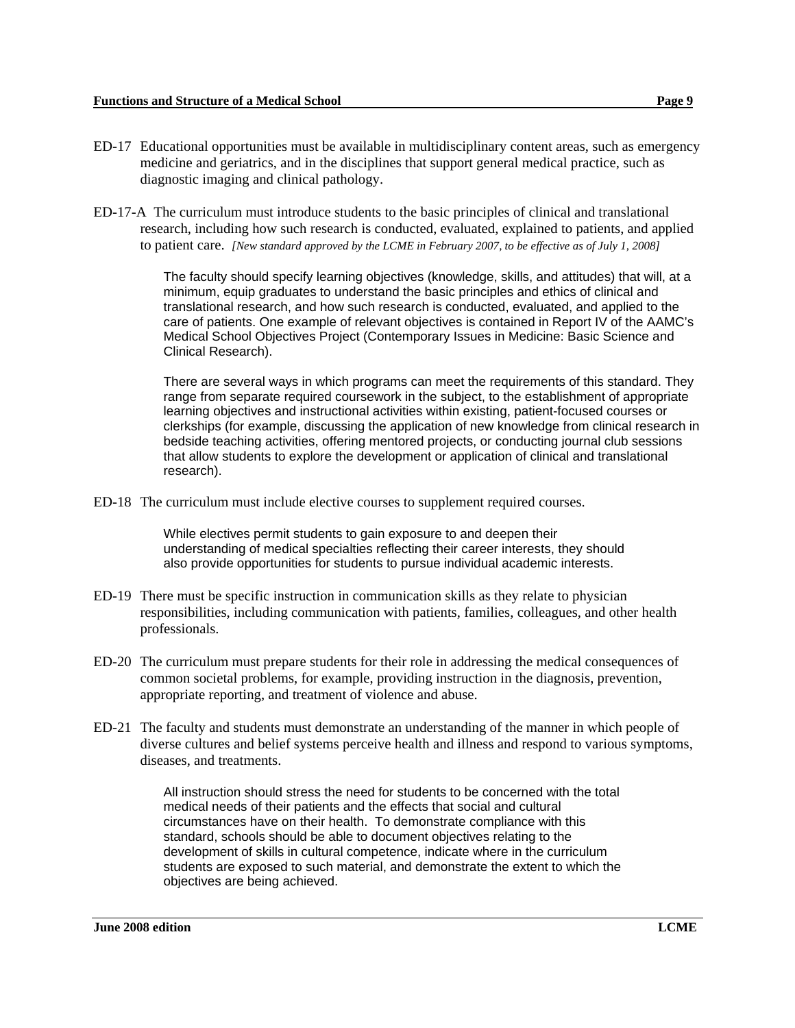ED-17 Educational opportunities must be available in multidisciplinary content areas, such as emergency medicine and geriatrics, and in the disciplines that support general medical practice, such as diagnostic imaging and clinical pathology.

ED-17-A The curriculum must introduce students to the basic principles of clinical and translational research, including how such research is conducted, evaluated, explained to patients, and applied to patient care. *[New standard approved by the LCME in February 2007, to be effective as of July 1, 2008]*

> The faculty should specify learning objectives (knowledge, skills, and attitudes) that will, at a minimum, equip graduates to understand the basic principles and ethics of clinical and translational research, and how such research is conducted, evaluated, and applied to the care of patients. One example of relevant objectives is contained in Report IV of the AAMC's Medical School Objectives Project (Contemporary Issues in Medicine: Basic Science and Clinical Research).
>
> There are several ways in which programs can meet the requirements of this standard. They range from separate required coursework in the subject, to the establishment of appropriate learning objectives and instructional activities within existing, patient-focused courses or clerkships (for example, discussing the application of new knowledge from clinical research in bedside teaching activities, offering mentored projects, or conducting journal club sessions that allow students to explore the development or application of clinical and translational research).

ED-18 The curriculum must include elective courses to supplement required courses.

> While electives permit students to gain exposure to and deepen their understanding of medical specialties reflecting their career interests, they should also provide opportunities for students to pursue individual academic interests.

ED-19 There must be specific instruction in communication skills as they relate to physician responsibilities, including communication with patients, families, colleagues, and other health professionals.

ED-20 The curriculum must prepare students for their role in addressing the medical consequences of common societal problems, for example, providing instruction in the diagnosis, prevention, appropriate reporting, and treatment of violence and abuse.

ED-21 The faculty and students must demonstrate an understanding of the manner in which people of diverse cultures and belief systems perceive health and illness and respond to various symptoms, diseases, and treatments.

> All instruction should stress the need for students to be concerned with the total medical needs of their patients and the effects that social and cultural circumstances have on their health. To demonstrate compliance with this standard, schools should be able to document objectives relating to the development of skills in cultural competence, indicate where in the curriculum students are exposed to such material, and demonstrate the extent to which the objectives are being achieved.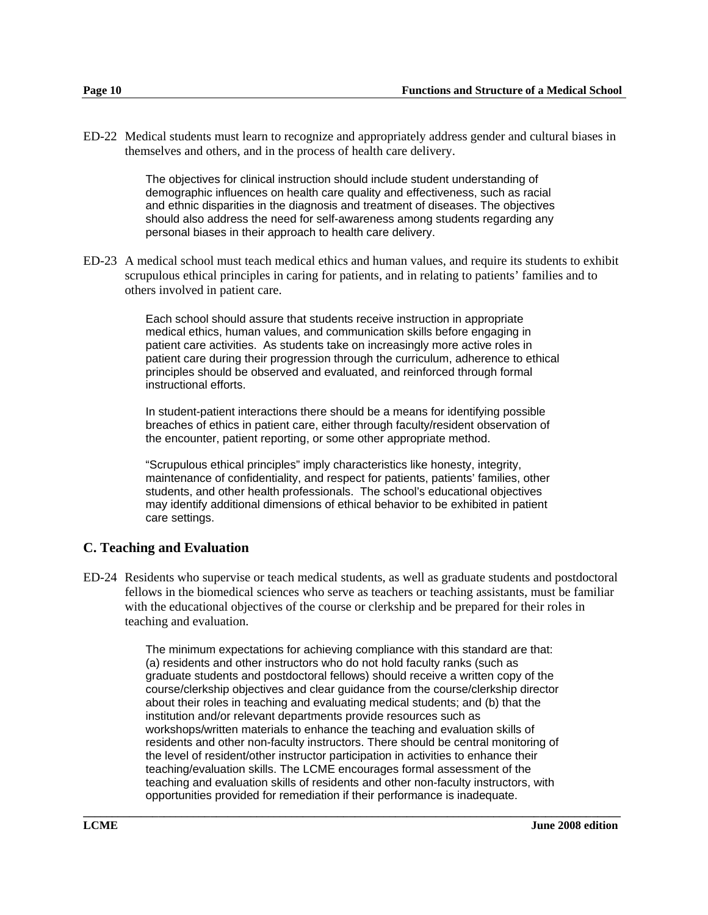ED-22 Medical students must learn to recognize and appropriately address gender and cultural biases in themselves and others, and in the process of health care delivery.

> The objectives for clinical instruction should include student understanding of demographic influences on health care quality and effectiveness, such as racial and ethnic disparities in the diagnosis and treatment of diseases. The objectives should also address the need for self-awareness among students regarding any personal biases in their approach to health care delivery.

ED-23 A medical school must teach medical ethics and human values, and require its students to exhibit scrupulous ethical principles in caring for patients, and in relating to patients' families and to others involved in patient care.

> Each school should assure that students receive instruction in appropriate medical ethics, human values, and communication skills before engaging in patient care activities. As students take on increasingly more active roles in patient care during their progression through the curriculum, adherence to ethical principles should be observed and evaluated, and reinforced through formal instructional efforts.
>
> In student-patient interactions there should be a means for identifying possible breaches of ethics in patient care, either through faculty/resident observation of the encounter, patient reporting, or some other appropriate method.
>
> "Scrupulous ethical principles" imply characteristics like honesty, integrity, maintenance of confidentiality, and respect for patients, patients' families, other students, and other health professionals. The school's educational objectives may identify additional dimensions of ethical behavior to be exhibited in patient care settings.

## C. Teaching and Evaluation

ED-24 Residents who supervise or teach medical students, as well as graduate students and postdoctoral fellows in the biomedical sciences who serve as teachers or teaching assistants, must be familiar with the educational objectives of the course or clerkship and be prepared for their roles in teaching and evaluation.

> The minimum expectations for achieving compliance with this standard are that: (a) residents and other instructors who do not hold faculty ranks (such as graduate students and postdoctoral fellows) should receive a written copy of the course/clerkship objectives and clear guidance from the course/clerkship director about their roles in teaching and evaluating medical students; and (b) that the institution and/or relevant departments provide resources such as workshops/written materials to enhance the teaching and evaluation skills of residents and other non-faculty instructors. There should be central monitoring of the level of resident/other instructor participation in activities to enhance their teaching/evaluation skills. The LCME encourages formal assessment of the teaching and evaluation skills of residents and other non-faculty instructors, with opportunities provided for remediation if their performance is inadequate.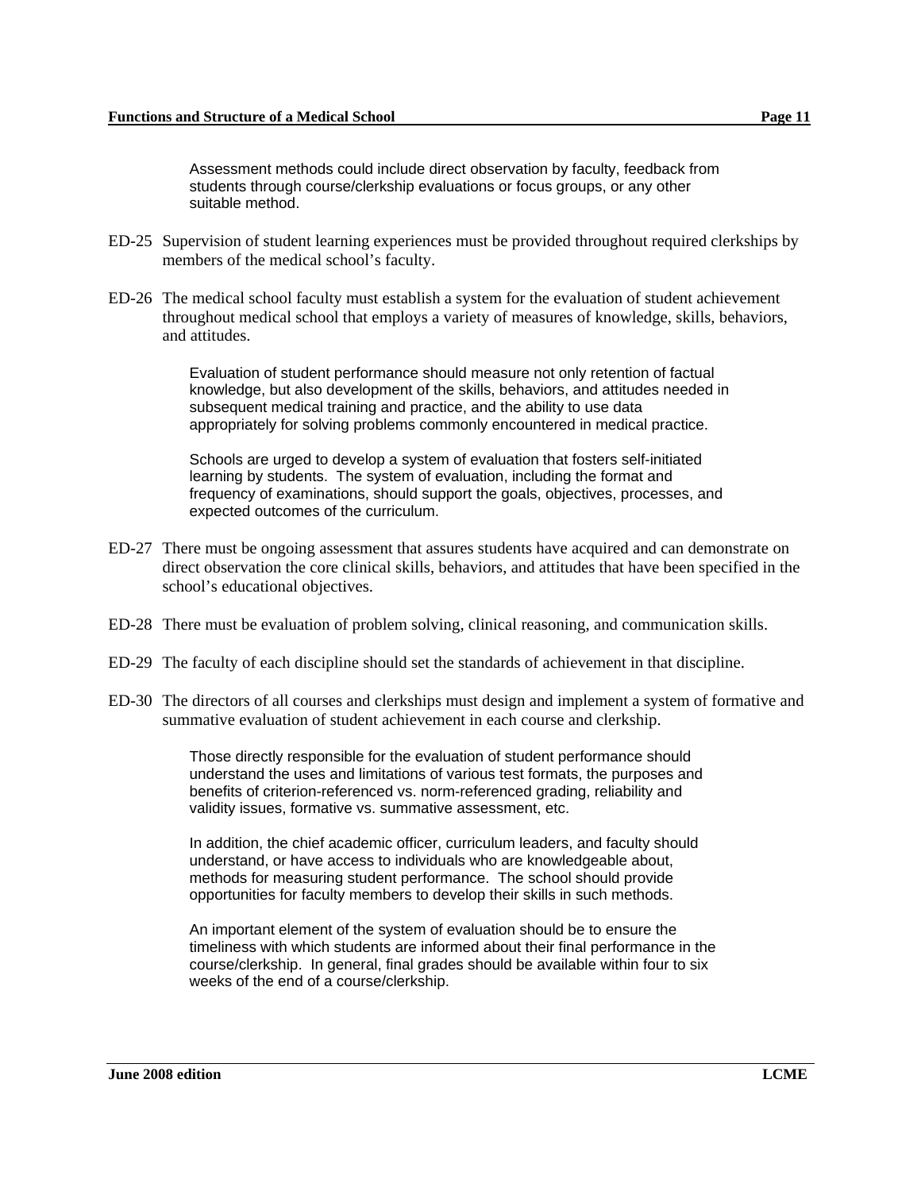Assessment methods could include direct observation by faculty, feedback from students through course/clerkship evaluations or focus groups, or any other suitable method.

ED-25 Supervision of student learning experiences must be provided throughout required clerkships by members of the medical school's faculty.

ED-26 The medical school faculty must establish a system for the evaluation of student achievement throughout medical school that employs a variety of measures of knowledge, skills, behaviors, and attitudes.

> Evaluation of student performance should measure not only retention of factual knowledge, but also development of the skills, behaviors, and attitudes needed in subsequent medical training and practice, and the ability to use data appropriately for solving problems commonly encountered in medical practice.
>
> Schools are urged to develop a system of evaluation that fosters self-initiated learning by students. The system of evaluation, including the format and frequency of examinations, should support the goals, objectives, processes, and expected outcomes of the curriculum.

ED-27 There must be ongoing assessment that assures students have acquired and can demonstrate on direct observation the core clinical skills, behaviors, and attitudes that have been specified in the school's educational objectives.

ED-28 There must be evaluation of problem solving, clinical reasoning, and communication skills.

ED-29 The faculty of each discipline should set the standards of achievement in that discipline.

ED-30 The directors of all courses and clerkships must design and implement a system of formative and summative evaluation of student achievement in each course and clerkship.

> Those directly responsible for the evaluation of student performance should understand the uses and limitations of various test formats, the purposes and benefits of criterion-referenced vs. norm-referenced grading, reliability and validity issues, formative vs. summative assessment, etc.
>
> In addition, the chief academic officer, curriculum leaders, and faculty should understand, or have access to individuals who are knowledgeable about, methods for measuring student performance. The school should provide opportunities for faculty members to develop their skills in such methods.
>
> An important element of the system of evaluation should be to ensure the timeliness with which students are informed about their final performance in the course/clerkship. In general, final grades should be available within four to six weeks of the end of a course/clerkship.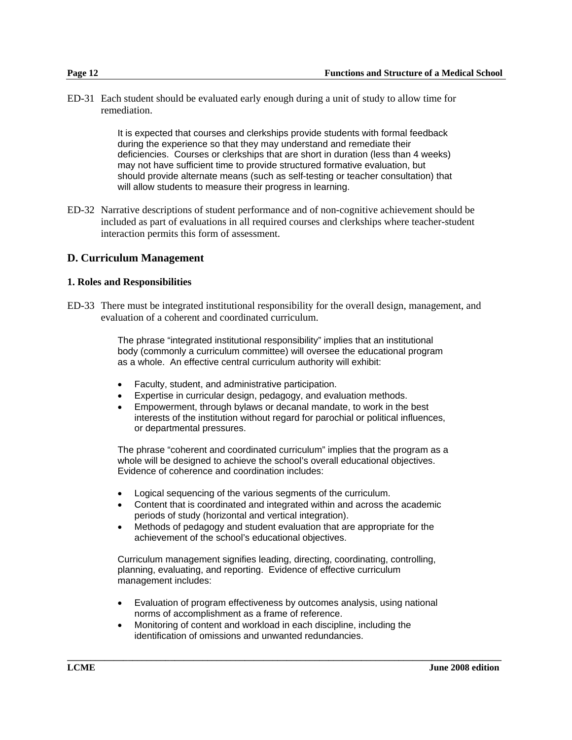ED-31 Each student should be evaluated early enough during a unit of study to allow time for remediation.

> It is expected that courses and clerkships provide students with formal feedback during the experience so that they may understand and remediate their deficiencies. Courses or clerkships that are short in duration (less than 4 weeks) may not have sufficient time to provide structured formative evaluation, but should provide alternate means (such as self-testing or teacher consultation) that will allow students to measure their progress in learning.

ED-32 Narrative descriptions of student performance and of non-cognitive achievement should be included as part of evaluations in all required courses and clerkships where teacher-student interaction permits this form of assessment.

## D. Curriculum Management

### 1. Roles and Responsibilities

ED-33 There must be integrated institutional responsibility for the overall design, management, and evaluation of a coherent and coordinated curriculum.

> The phrase "integrated institutional responsibility" implies that an institutional body (commonly a curriculum committee) will oversee the educational program as a whole. An effective central curriculum authority will exhibit:
>
> - Faculty, student, and administrative participation.
> - Expertise in curricular design, pedagogy, and evaluation methods.
> - Empowerment, through bylaws or decanal mandate, to work in the best interests of the institution without regard for parochial or political influences, or departmental pressures.
>
> The phrase "coherent and coordinated curriculum" implies that the program as a whole will be designed to achieve the school's overall educational objectives. Evidence of coherence and coordination includes:
>
> - Logical sequencing of the various segments of the curriculum.
> - Content that is coordinated and integrated within and across the academic periods of study (horizontal and vertical integration).
> - Methods of pedagogy and student evaluation that are appropriate for the achievement of the school's educational objectives.
>
> Curriculum management signifies leading, directing, coordinating, controlling, planning, evaluating, and reporting. Evidence of effective curriculum management includes:
>
> - Evaluation of program effectiveness by outcomes analysis, using national norms of accomplishment as a frame of reference.
> - Monitoring of content and workload in each discipline, including the identification of omissions and unwanted redundancies.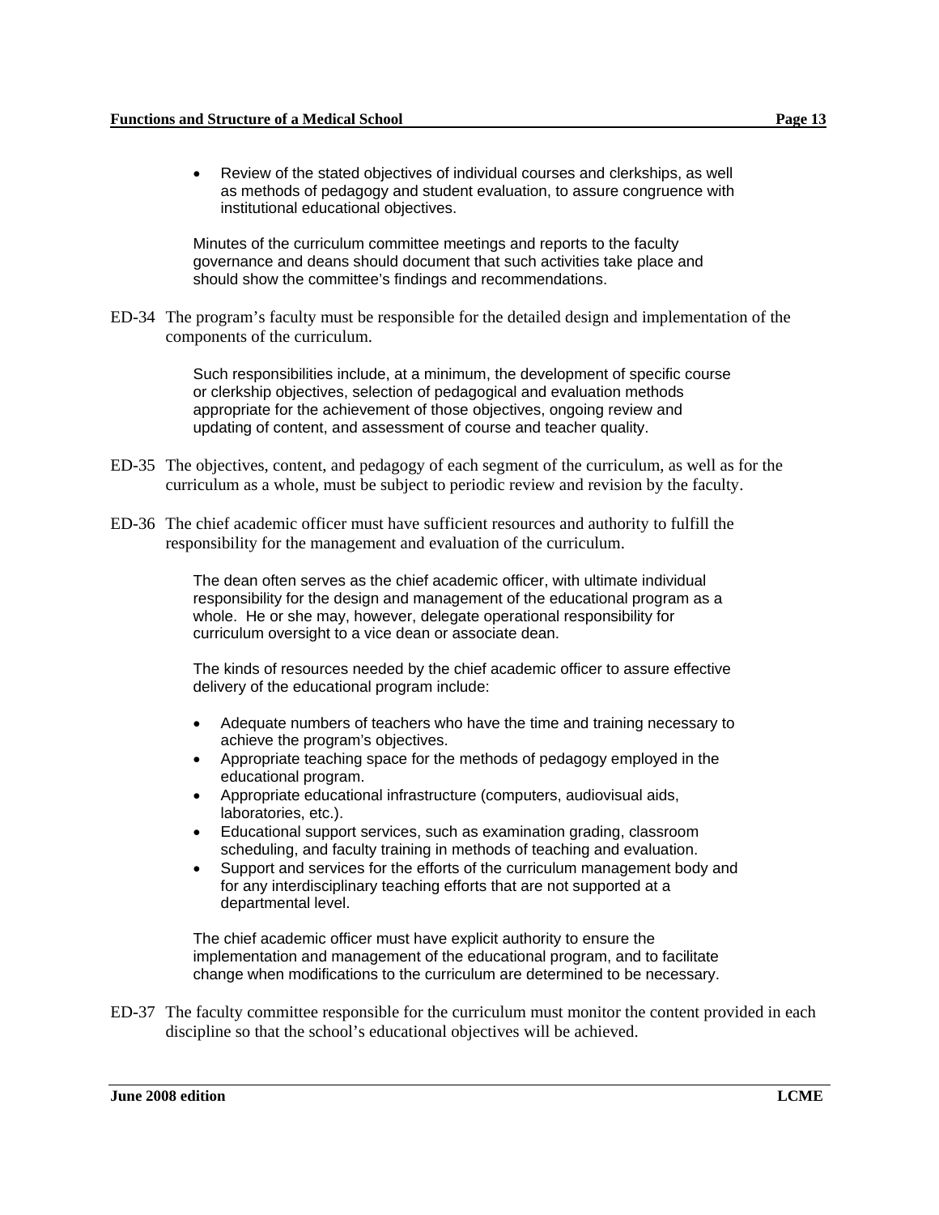- Review of the stated objectives of individual courses and clerkships, as well as methods of pedagogy and student evaluation, to assure congruence with institutional educational objectives.

Minutes of the curriculum committee meetings and reports to the faculty governance and deans should document that such activities take place and should show the committee's findings and recommendations.

ED-34 The program's faculty must be responsible for the detailed design and implementation of the components of the curriculum.

Such responsibilities include, at a minimum, the development of specific course or clerkship objectives, selection of pedagogical and evaluation methods appropriate for the achievement of those objectives, ongoing review and updating of content, and assessment of course and teacher quality.

ED-35 The objectives, content, and pedagogy of each segment of the curriculum, as well as for the curriculum as a whole, must be subject to periodic review and revision by the faculty.

ED-36 The chief academic officer must have sufficient resources and authority to fulfill the responsibility for the management and evaluation of the curriculum.

The dean often serves as the chief academic officer, with ultimate individual responsibility for the design and management of the educational program as a whole. He or she may, however, delegate operational responsibility for curriculum oversight to a vice dean or associate dean.

The kinds of resources needed by the chief academic officer to assure effective delivery of the educational program include:

- Adequate numbers of teachers who have the time and training necessary to achieve the program's objectives.
- Appropriate teaching space for the methods of pedagogy employed in the educational program.
- Appropriate educational infrastructure (computers, audiovisual aids, laboratories, etc.).
- Educational support services, such as examination grading, classroom scheduling, and faculty training in methods of teaching and evaluation.
- Support and services for the efforts of the curriculum management body and for any interdisciplinary teaching efforts that are not supported at a departmental level.

The chief academic officer must have explicit authority to ensure the implementation and management of the educational program, and to facilitate change when modifications to the curriculum are determined to be necessary.

ED-37 The faculty committee responsible for the curriculum must monitor the content provided in each discipline so that the school's educational objectives will be achieved.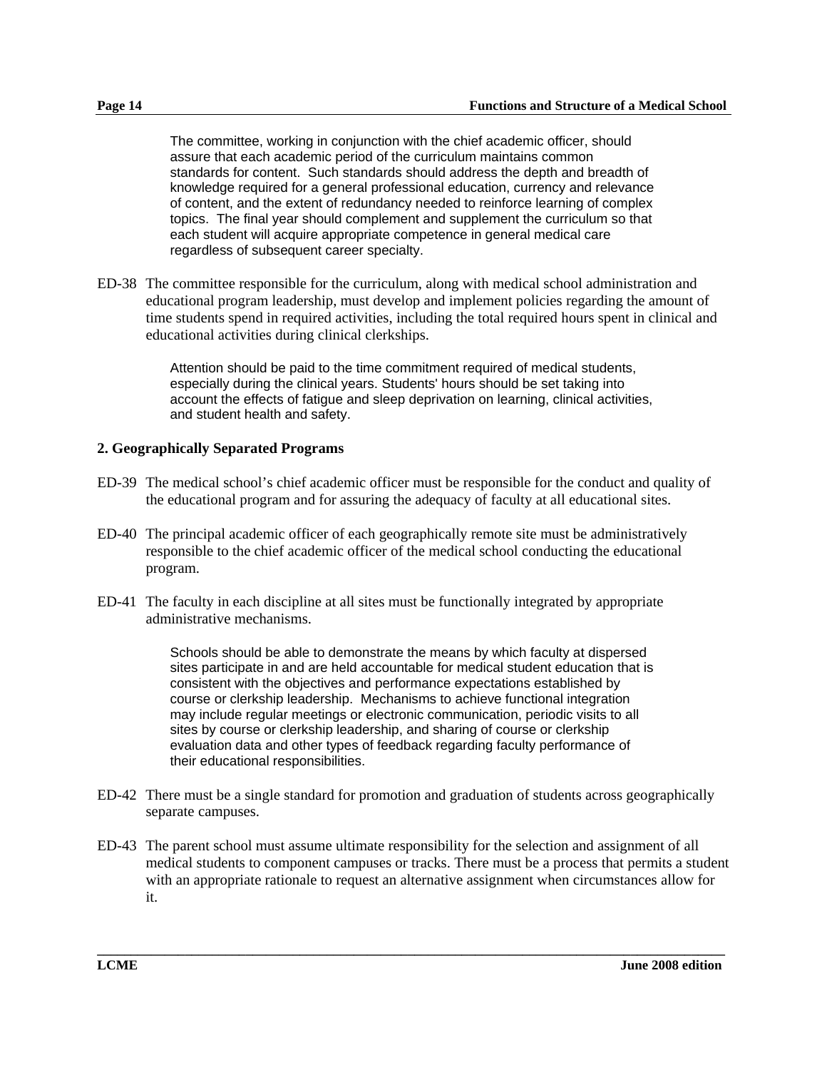The committee, working in conjunction with the chief academic officer, should assure that each academic period of the curriculum maintains common standards for content. Such standards should address the depth and breadth of knowledge required for a general professional education, currency and relevance of content, and the extent of redundancy needed to reinforce learning of complex topics. The final year should complement and supplement the curriculum so that each student will acquire appropriate competence in general medical care regardless of subsequent career specialty.

ED-38 The committee responsible for the curriculum, along with medical school administration and educational program leadership, must develop and implement policies regarding the amount of time students spend in required activities, including the total required hours spent in clinical and educational activities during clinical clerkships.

> Attention should be paid to the time commitment required of medical students, especially during the clinical years. Students' hours should be set taking into account the effects of fatigue and sleep deprivation on learning, clinical activities, and student health and safety.

**2. Geographically Separated Programs**

ED-39 The medical school's chief academic officer must be responsible for the conduct and quality of the educational program and for assuring the adequacy of faculty at all educational sites.

ED-40 The principal academic officer of each geographically remote site must be administratively responsible to the chief academic officer of the medical school conducting the educational program.

ED-41 The faculty in each discipline at all sites must be functionally integrated by appropriate administrative mechanisms.

> Schools should be able to demonstrate the means by which faculty at dispersed sites participate in and are held accountable for medical student education that is consistent with the objectives and performance expectations established by course or clerkship leadership. Mechanisms to achieve functional integration may include regular meetings or electronic communication, periodic visits to all sites by course or clerkship leadership, and sharing of course or clerkship evaluation data and other types of feedback regarding faculty performance of their educational responsibilities.

ED-42 There must be a single standard for promotion and graduation of students across geographically separate campuses.

ED-43 The parent school must assume ultimate responsibility for the selection and assignment of all medical students to component campuses or tracks. There must be a process that permits a student with an appropriate rationale to request an alternative assignment when circumstances allow for it.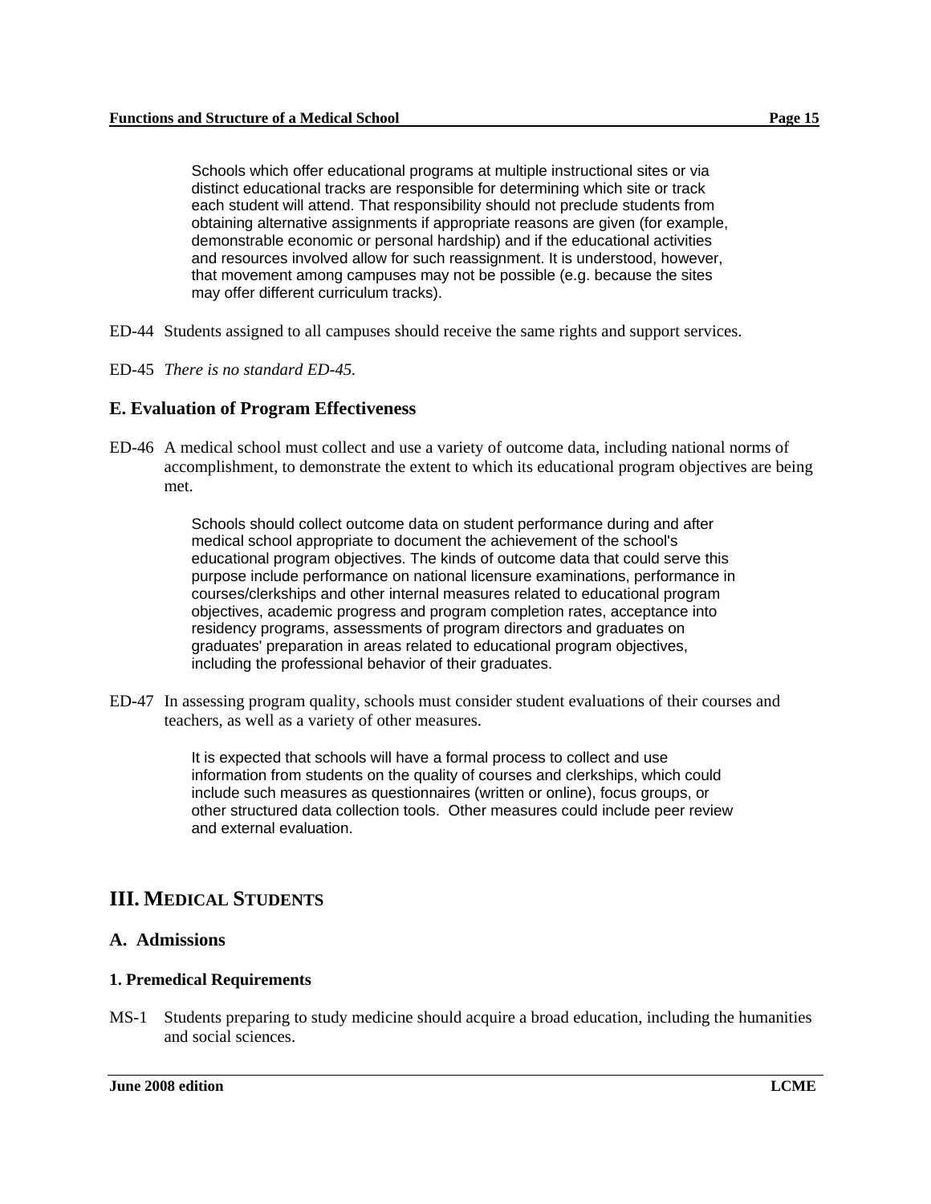Schools which offer educational programs at multiple instructional sites or via distinct educational tracks are responsible for determining which site or track each student will attend. That responsibility should not preclude students from obtaining alternative assignments if appropriate reasons are given (for example, demonstrable economic or personal hardship) and if the educational activities and resources involved allow for such reassignment. It is understood, however, that movement among campuses may not be possible (e.g. because the sites may offer different curriculum tracks).

ED-44 Students assigned to all campuses should receive the same rights and support services.

ED-45 *There is no standard ED-45.*

### E. Evaluation of Program Effectiveness

ED-46 A medical school must collect and use a variety of outcome data, including national norms of accomplishment, to demonstrate the extent to which its educational program objectives are being met.

Schools should collect outcome data on student performance during and after medical school appropriate to document the achievement of the school's educational program objectives. The kinds of outcome data that could serve this purpose include performance on national licensure examinations, performance in courses/clerkships and other internal measures related to educational program objectives, academic progress and program completion rates, acceptance into residency programs, assessments of program directors and graduates on graduates' preparation in areas related to educational program objectives, including the professional behavior of their graduates.

ED-47 In assessing program quality, schools must consider student evaluations of their courses and teachers, as well as a variety of other measures.

It is expected that schools will have a formal process to collect and use information from students on the quality of courses and clerkships, which could include such measures as questionnaires (written or online), focus groups, or other structured data collection tools. Other measures could include peer review and external evaluation.

## III. Medical Students

### A. Admissions

#### 1. Premedical Requirements

MS-1 Students preparing to study medicine should acquire a broad education, including the humanities and social sciences.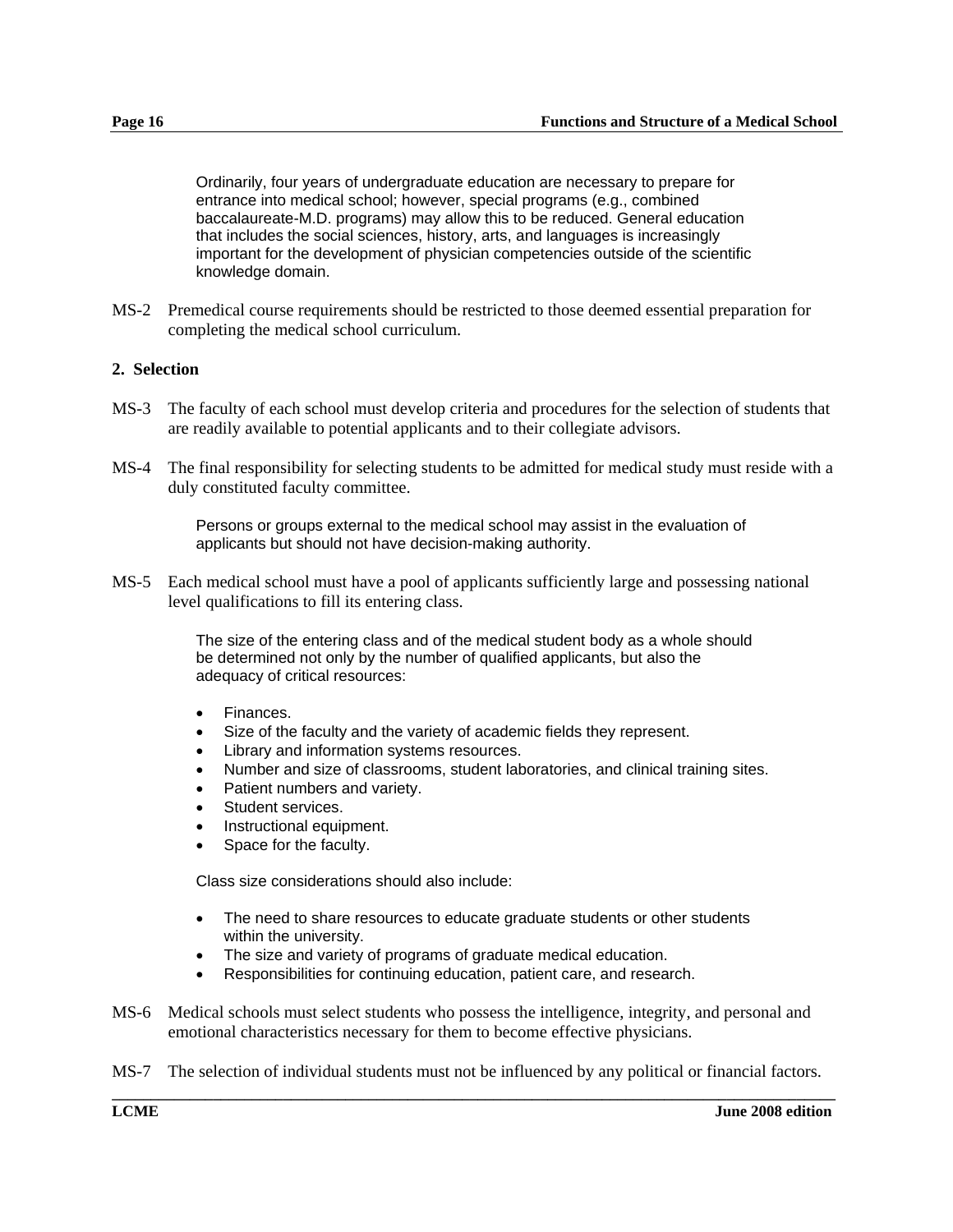Ordinarily, four years of undergraduate education are necessary to prepare for entrance into medical school; however, special programs (e.g., combined baccalaureate-M.D. programs) may allow this to be reduced. General education that includes the social sciences, history, arts, and languages is increasingly important for the development of physician competencies outside of the scientific knowledge domain.

MS-2 Premedical course requirements should be restricted to those deemed essential preparation for completing the medical school curriculum.

**2. Selection**

MS-3 The faculty of each school must develop criteria and procedures for the selection of students that are readily available to potential applicants and to their collegiate advisors.

MS-4 The final responsibility for selecting students to be admitted for medical study must reside with a duly constituted faculty committee.

Persons or groups external to the medical school may assist in the evaluation of applicants but should not have decision-making authority.

MS-5 Each medical school must have a pool of applicants sufficiently large and possessing national level qualifications to fill its entering class.

The size of the entering class and of the medical student body as a whole should be determined not only by the number of qualified applicants, but also the adequacy of critical resources:

- Finances.
- Size of the faculty and the variety of academic fields they represent.
- Library and information systems resources.
- Number and size of classrooms, student laboratories, and clinical training sites.
- Patient numbers and variety.
- Student services.
- Instructional equipment.
- Space for the faculty.

Class size considerations should also include:

- The need to share resources to educate graduate students or other students within the university.
- The size and variety of programs of graduate medical education.
- Responsibilities for continuing education, patient care, and research.

MS-6 Medical schools must select students who possess the intelligence, integrity, and personal and emotional characteristics necessary for them to become effective physicians.

MS-7 The selection of individual students must not be influenced by any political or financial factors.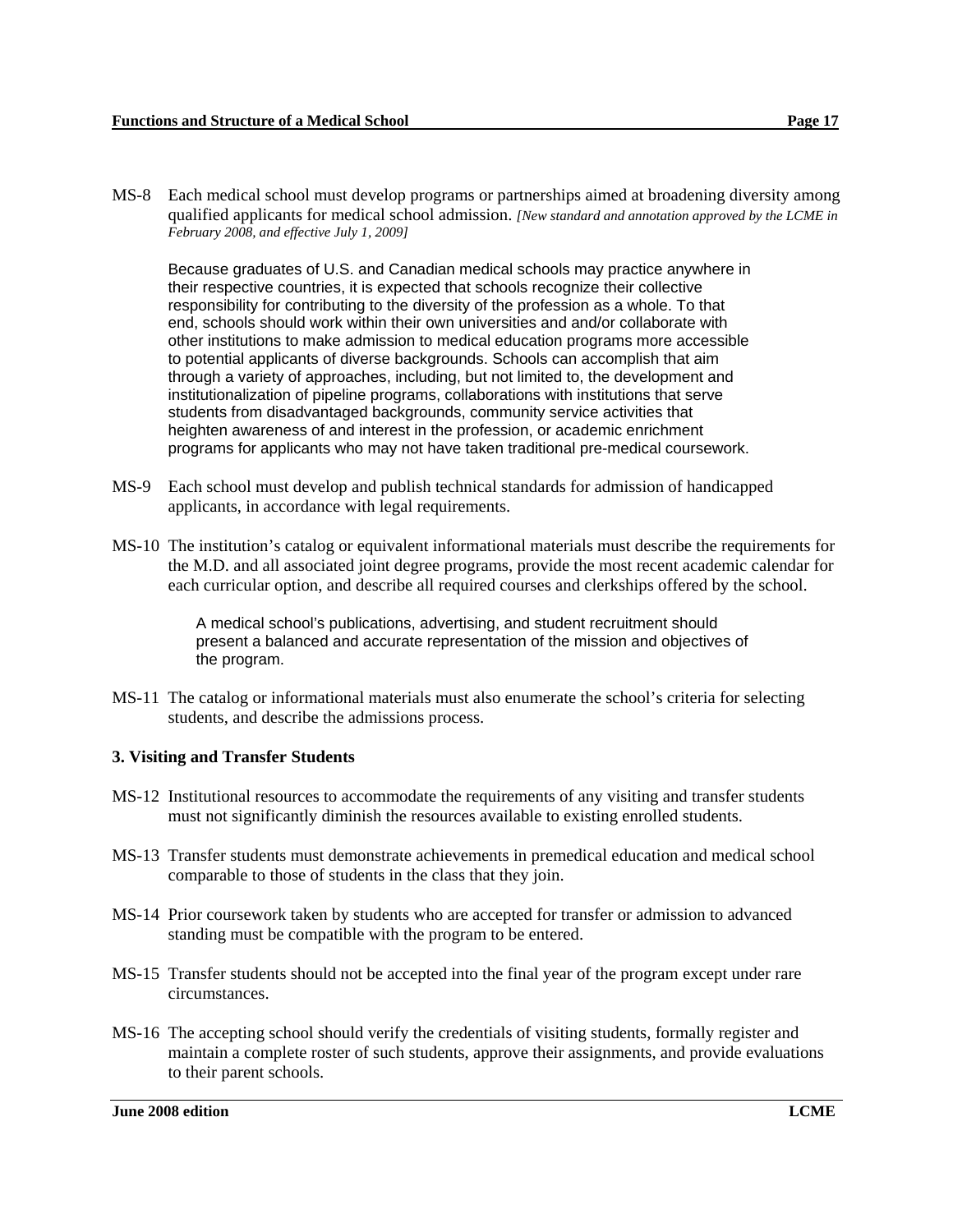MS-8 Each medical school must develop programs or partnerships aimed at broadening diversity among qualified applicants for medical school admission. *[New standard and annotation approved by the LCME in February 2008, and effective July 1, 2009]*

> Because graduates of U.S. and Canadian medical schools may practice anywhere in their respective countries, it is expected that schools recognize their collective responsibility for contributing to the diversity of the profession as a whole. To that end, schools should work within their own universities and and/or collaborate with other institutions to make admission to medical education programs more accessible to potential applicants of diverse backgrounds. Schools can accomplish that aim through a variety of approaches, including, but not limited to, the development and institutionalization of pipeline programs, collaborations with institutions that serve students from disadvantaged backgrounds, community service activities that heighten awareness of and interest in the profession, or academic enrichment programs for applicants who may not have taken traditional pre-medical coursework.

MS-9 Each school must develop and publish technical standards for admission of handicapped applicants, in accordance with legal requirements.

MS-10 The institution's catalog or equivalent informational materials must describe the requirements for the M.D. and all associated joint degree programs, provide the most recent academic calendar for each curricular option, and describe all required courses and clerkships offered by the school.

> A medical school's publications, advertising, and student recruitment should present a balanced and accurate representation of the mission and objectives of the program.

MS-11 The catalog or informational materials must also enumerate the school's criteria for selecting students, and describe the admissions process.

### 3. Visiting and Transfer Students

MS-12 Institutional resources to accommodate the requirements of any visiting and transfer students must not significantly diminish the resources available to existing enrolled students.

MS-13 Transfer students must demonstrate achievements in premedical education and medical school comparable to those of students in the class that they join.

MS-14 Prior coursework taken by students who are accepted for transfer or admission to advanced standing must be compatible with the program to be entered.

MS-15 Transfer students should not be accepted into the final year of the program except under rare circumstances.

MS-16 The accepting school should verify the credentials of visiting students, formally register and maintain a complete roster of such students, approve their assignments, and provide evaluations to their parent schools.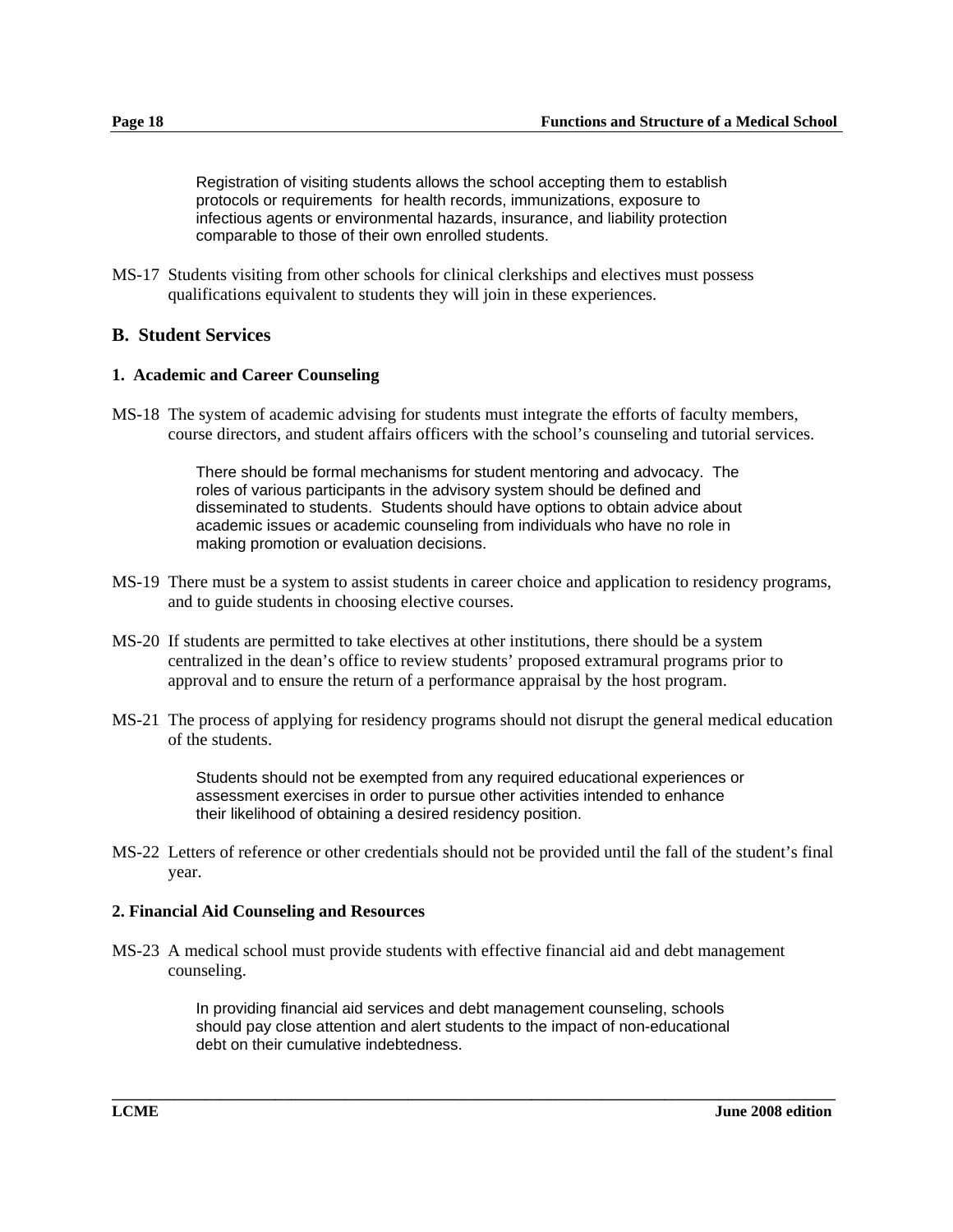Registration of visiting students allows the school accepting them to establish protocols or requirements for health records, immunizations, exposure to infectious agents or environmental hazards, insurance, and liability protection comparable to those of their own enrolled students.

MS-17 Students visiting from other schools for clinical clerkships and electives must possess qualifications equivalent to students they will join in these experiences.

## B. Student Services

### 1. Academic and Career Counseling

MS-18 The system of academic advising for students must integrate the efforts of faculty members, course directors, and student affairs officers with the school's counseling and tutorial services.

> There should be formal mechanisms for student mentoring and advocacy. The roles of various participants in the advisory system should be defined and disseminated to students. Students should have options to obtain advice about academic issues or academic counseling from individuals who have no role in making promotion or evaluation decisions.

MS-19 There must be a system to assist students in career choice and application to residency programs, and to guide students in choosing elective courses.

MS-20 If students are permitted to take electives at other institutions, there should be a system centralized in the dean's office to review students' proposed extramural programs prior to approval and to ensure the return of a performance appraisal by the host program.

MS-21 The process of applying for residency programs should not disrupt the general medical education of the students.

> Students should not be exempted from any required educational experiences or assessment exercises in order to pursue other activities intended to enhance their likelihood of obtaining a desired residency position.

MS-22 Letters of reference or other credentials should not be provided until the fall of the student's final year.

### 2. Financial Aid Counseling and Resources

MS-23 A medical school must provide students with effective financial aid and debt management counseling.

> In providing financial aid services and debt management counseling, schools should pay close attention and alert students to the impact of non-educational debt on their cumulative indebtedness.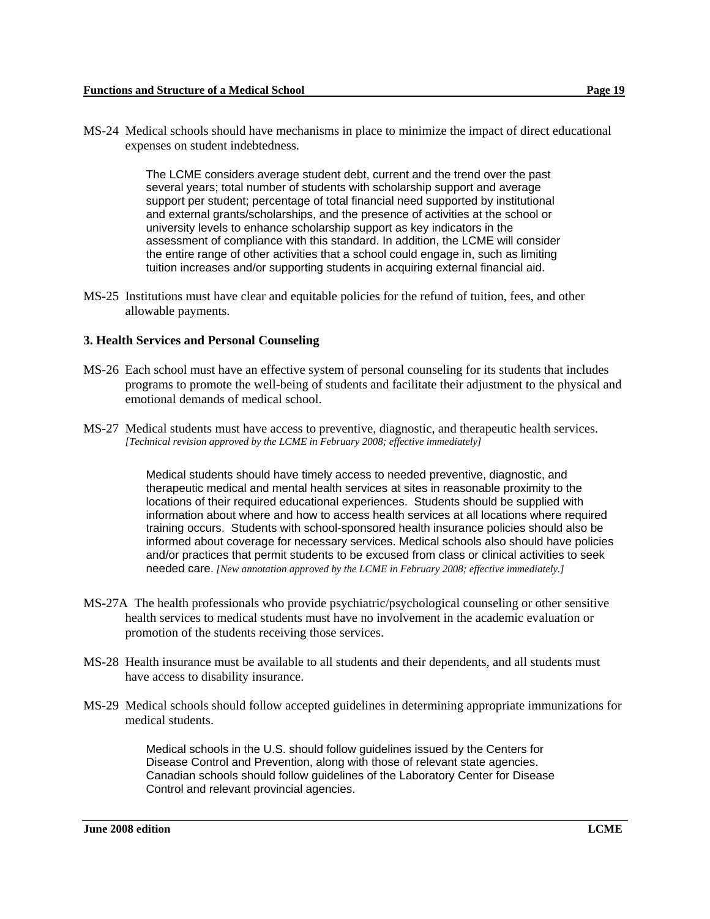MS-24 Medical schools should have mechanisms in place to minimize the impact of direct educational expenses on student indebtedness.

> The LCME considers average student debt, current and the trend over the past several years; total number of students with scholarship support and average support per student; percentage of total financial need supported by institutional and external grants/scholarships, and the presence of activities at the school or university levels to enhance scholarship support as key indicators in the assessment of compliance with this standard. In addition, the LCME will consider the entire range of other activities that a school could engage in, such as limiting tuition increases and/or supporting students in acquiring external financial aid.

MS-25 Institutions must have clear and equitable policies for the refund of tuition, fees, and other allowable payments.

### 3. Health Services and Personal Counseling

MS-26 Each school must have an effective system of personal counseling for its students that includes programs to promote the well-being of students and facilitate their adjustment to the physical and emotional demands of medical school.

MS-27 Medical students must have access to preventive, diagnostic, and therapeutic health services. *[Technical revision approved by the LCME in February 2008; effective immediately]*

> Medical students should have timely access to needed preventive, diagnostic, and therapeutic medical and mental health services at sites in reasonable proximity to the locations of their required educational experiences. Students should be supplied with information about where and how to access health services at all locations where required training occurs. Students with school-sponsored health insurance policies should also be informed about coverage for necessary services. Medical schools also should have policies and/or practices that permit students to be excused from class or clinical activities to seek needed care. *[New annotation approved by the LCME in February 2008; effective immediately.]*

MS-27A The health professionals who provide psychiatric/psychological counseling or other sensitive health services to medical students must have no involvement in the academic evaluation or promotion of the students receiving those services.

MS-28 Health insurance must be available to all students and their dependents, and all students must have access to disability insurance.

MS-29 Medical schools should follow accepted guidelines in determining appropriate immunizations for medical students.

> Medical schools in the U.S. should follow guidelines issued by the Centers for Disease Control and Prevention, along with those of relevant state agencies. Canadian schools should follow guidelines of the Laboratory Center for Disease Control and relevant provincial agencies.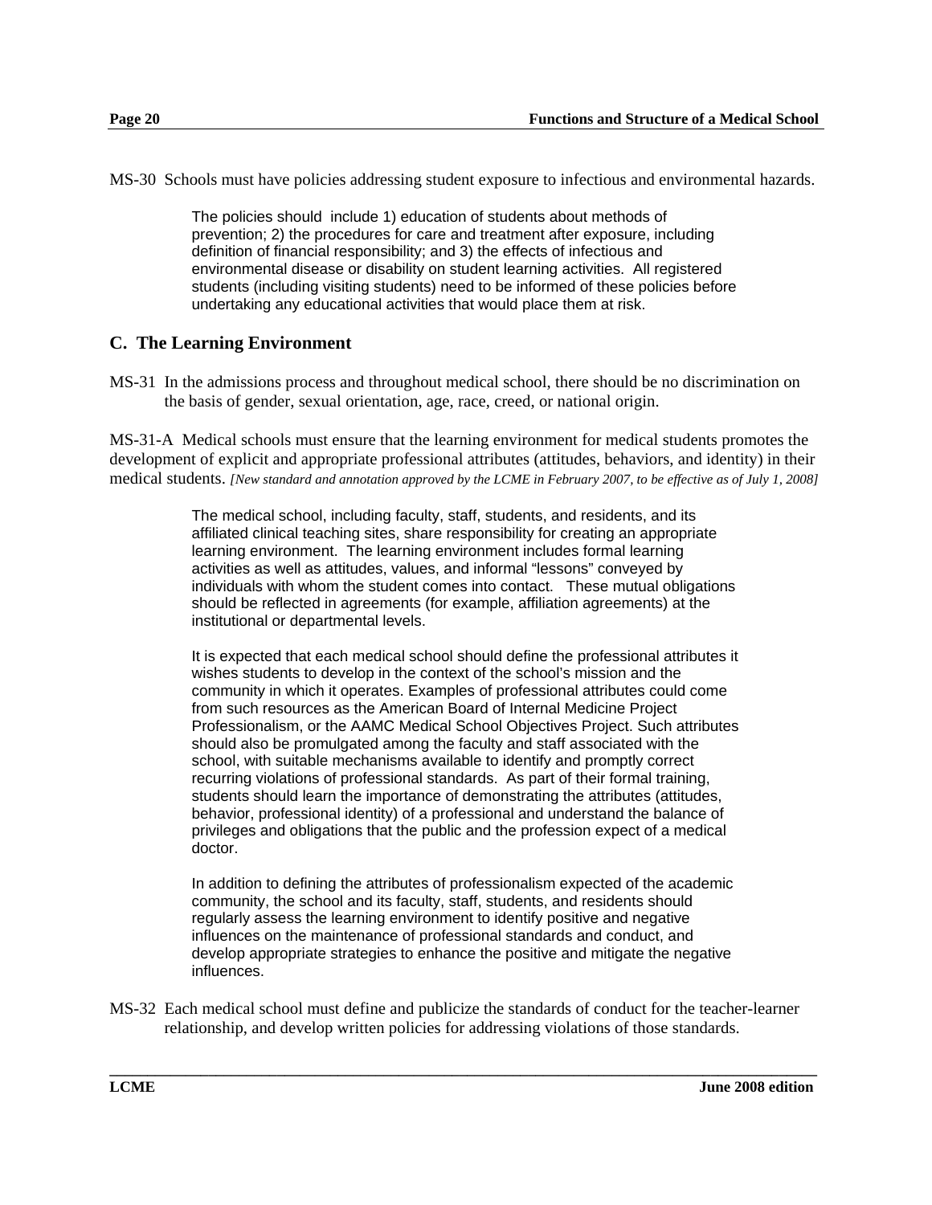MS-30  Schools must have policies addressing student exposure to infectious and environmental hazards.

> The policies should include 1) education of students about methods of prevention; 2) the procedures for care and treatment after exposure, including definition of financial responsibility; and 3) the effects of infectious and environmental disease or disability on student learning activities. All registered students (including visiting students) need to be informed of these policies before undertaking any educational activities that would place them at risk.

## C. The Learning Environment

MS-31  In the admissions process and throughout medical school, there should be no discrimination on the basis of gender, sexual orientation, age, race, creed, or national origin.

MS-31-A  Medical schools must ensure that the learning environment for medical students promotes the development of explicit and appropriate professional attributes (attitudes, behaviors, and identity) in their medical students. *[New standard and annotation approved by the LCME in February 2007, to be effective as of July 1, 2008]*

> The medical school, including faculty, staff, students, and residents, and its affiliated clinical teaching sites, share responsibility for creating an appropriate learning environment. The learning environment includes formal learning activities as well as attitudes, values, and informal "lessons" conveyed by individuals with whom the student comes into contact. These mutual obligations should be reflected in agreements (for example, affiliation agreements) at the institutional or departmental levels.
>
> It is expected that each medical school should define the professional attributes it wishes students to develop in the context of the school's mission and the community in which it operates. Examples of professional attributes could come from such resources as the American Board of Internal Medicine Project Professionalism, or the AAMC Medical School Objectives Project. Such attributes should also be promulgated among the faculty and staff associated with the school, with suitable mechanisms available to identify and promptly correct recurring violations of professional standards. As part of their formal training, students should learn the importance of demonstrating the attributes (attitudes, behavior, professional identity) of a professional and understand the balance of privileges and obligations that the public and the profession expect of a medical doctor.
>
> In addition to defining the attributes of professionalism expected of the academic community, the school and its faculty, staff, students, and residents should regularly assess the learning environment to identify positive and negative influences on the maintenance of professional standards and conduct, and develop appropriate strategies to enhance the positive and mitigate the negative influences.

MS-32  Each medical school must define and publicize the standards of conduct for the teacher-learner relationship, and develop written policies for addressing violations of those standards.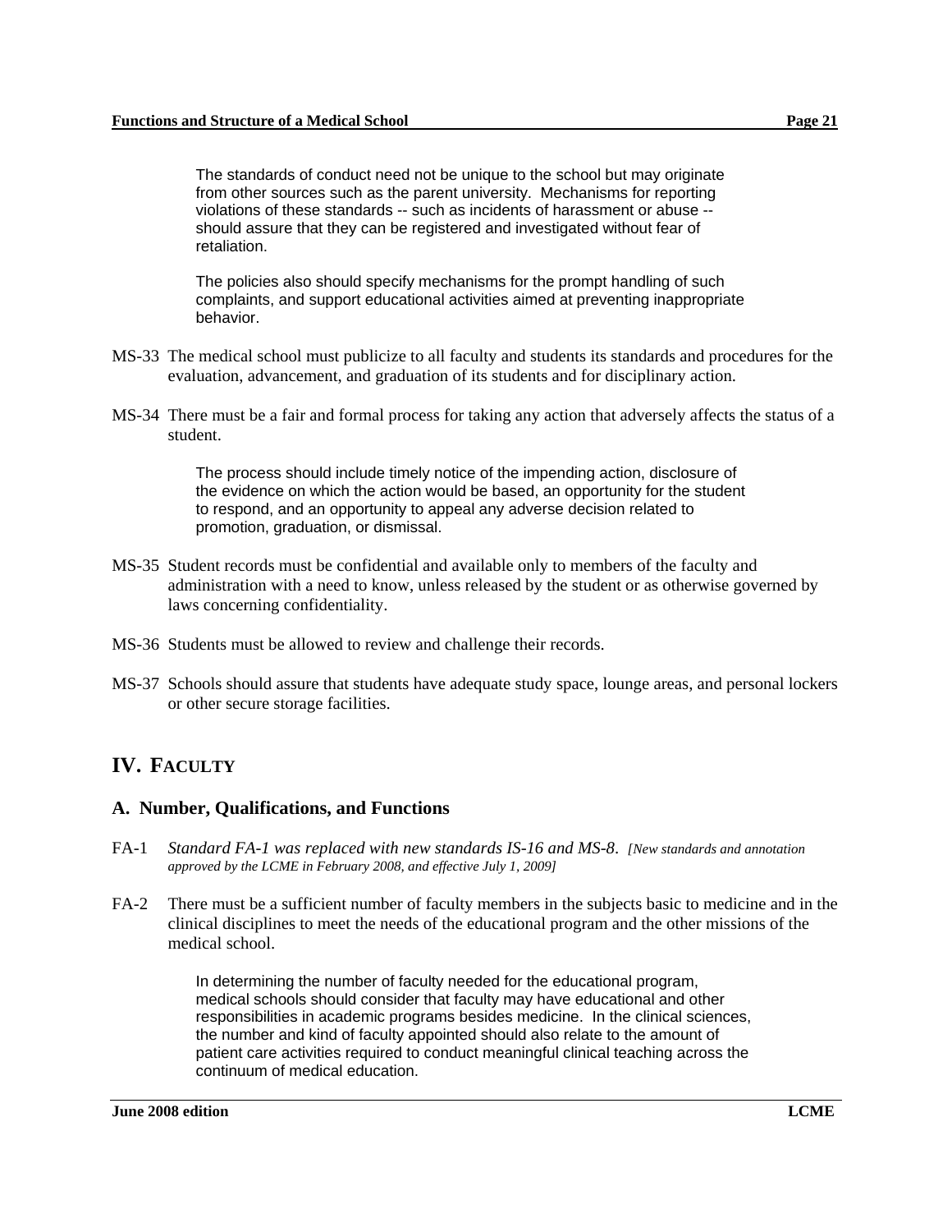> The standards of conduct need not be unique to the school but may originate from other sources such as the parent university. Mechanisms for reporting violations of these standards -- such as incidents of harassment or abuse -- should assure that they can be registered and investigated without fear of retaliation.
>
> The policies also should specify mechanisms for the prompt handling of such complaints, and support educational activities aimed at preventing inappropriate behavior.

MS-33 The medical school must publicize to all faculty and students its standards and procedures for the evaluation, advancement, and graduation of its students and for disciplinary action.

MS-34 There must be a fair and formal process for taking any action that adversely affects the status of a student.

> The process should include timely notice of the impending action, disclosure of the evidence on which the action would be based, an opportunity for the student to respond, and an opportunity to appeal any adverse decision related to promotion, graduation, or dismissal.

MS-35 Student records must be confidential and available only to members of the faculty and administration with a need to know, unless released by the student or as otherwise governed by laws concerning confidentiality.

MS-36 Students must be allowed to review and challenge their records.

MS-37 Schools should assure that students have adequate study space, lounge areas, and personal lockers or other secure storage facilities.

## IV. FACULTY

### A. Number, Qualifications, and Functions

FA-1 *Standard FA-1 was replaced with new standards IS-16 and MS-8. [New standards and annotation approved by the LCME in February 2008, and effective July 1, 2009]*

FA-2 There must be a sufficient number of faculty members in the subjects basic to medicine and in the clinical disciplines to meet the needs of the educational program and the other missions of the medical school.

> In determining the number of faculty needed for the educational program, medical schools should consider that faculty may have educational and other responsibilities in academic programs besides medicine. In the clinical sciences, the number and kind of faculty appointed should also relate to the amount of patient care activities required to conduct meaningful clinical teaching across the continuum of medical education.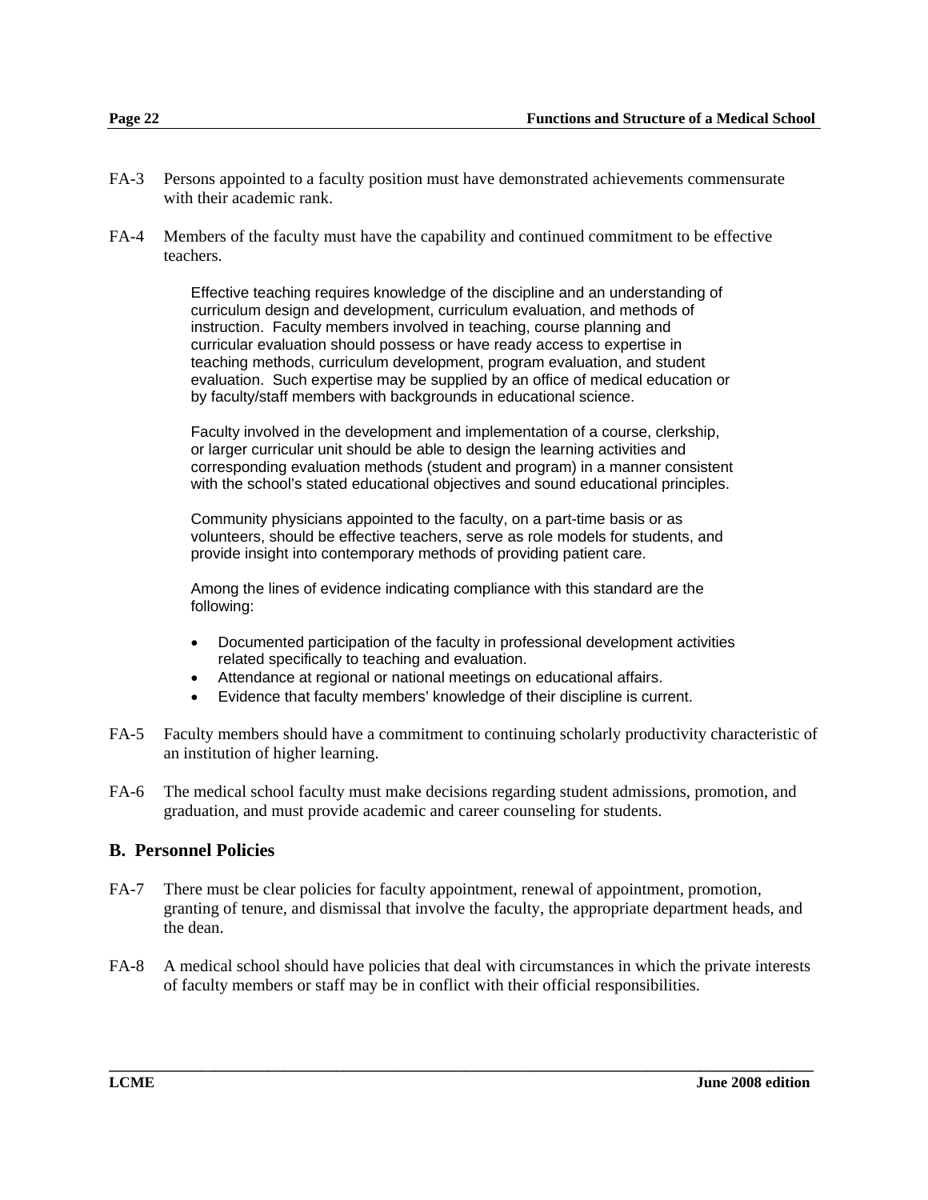FA-3 Persons appointed to a faculty position must have demonstrated achievements commensurate with their academic rank.

FA-4 Members of the faculty must have the capability and continued commitment to be effective teachers.

Effective teaching requires knowledge of the discipline and an understanding of curriculum design and development, curriculum evaluation, and methods of instruction. Faculty members involved in teaching, course planning and curricular evaluation should possess or have ready access to expertise in teaching methods, curriculum development, program evaluation, and student evaluation. Such expertise may be supplied by an office of medical education or by faculty/staff members with backgrounds in educational science.

Faculty involved in the development and implementation of a course, clerkship, or larger curricular unit should be able to design the learning activities and corresponding evaluation methods (student and program) in a manner consistent with the school's stated educational objectives and sound educational principles.

Community physicians appointed to the faculty, on a part-time basis or as volunteers, should be effective teachers, serve as role models for students, and provide insight into contemporary methods of providing patient care.

Among the lines of evidence indicating compliance with this standard are the following:

- Documented participation of the faculty in professional development activities related specifically to teaching and evaluation.
- Attendance at regional or national meetings on educational affairs.
- Evidence that faculty members' knowledge of their discipline is current.

FA-5 Faculty members should have a commitment to continuing scholarly productivity characteristic of an institution of higher learning.

FA-6 The medical school faculty must make decisions regarding student admissions, promotion, and graduation, and must provide academic and career counseling for students.

## B. Personnel Policies

FA-7 There must be clear policies for faculty appointment, renewal of appointment, promotion, granting of tenure, and dismissal that involve the faculty, the appropriate department heads, and the dean.

FA-8 A medical school should have policies that deal with circumstances in which the private interests of faculty members or staff may be in conflict with their official responsibilities.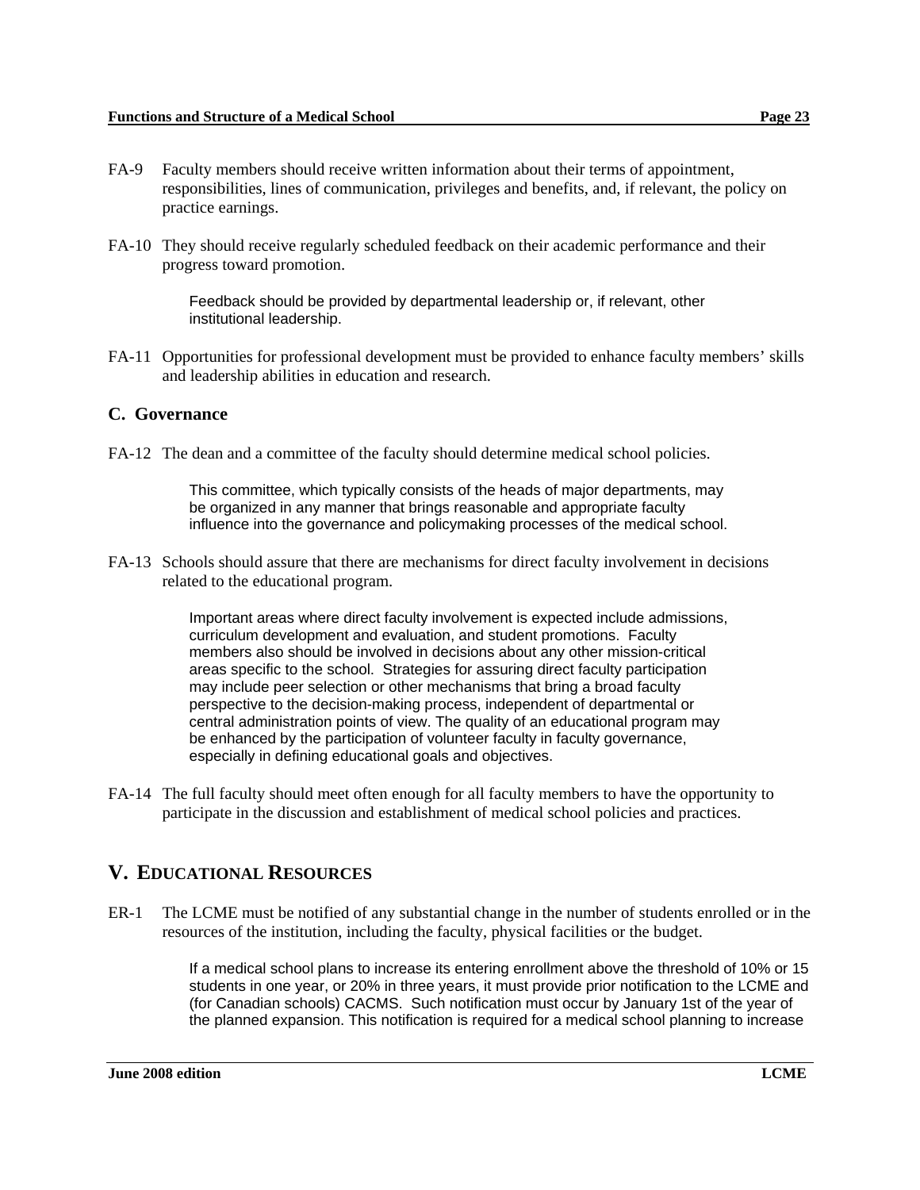FA-9 Faculty members should receive written information about their terms of appointment, responsibilities, lines of communication, privileges and benefits, and, if relevant, the policy on practice earnings.

FA-10 They should receive regularly scheduled feedback on their academic performance and their progress toward promotion.

> Feedback should be provided by departmental leadership or, if relevant, other institutional leadership.

FA-11 Opportunities for professional development must be provided to enhance faculty members' skills and leadership abilities in education and research.

### C. Governance

FA-12 The dean and a committee of the faculty should determine medical school policies.

> This committee, which typically consists of the heads of major departments, may be organized in any manner that brings reasonable and appropriate faculty influence into the governance and policymaking processes of the medical school.

FA-13 Schools should assure that there are mechanisms for direct faculty involvement in decisions related to the educational program.

> Important areas where direct faculty involvement is expected include admissions, curriculum development and evaluation, and student promotions. Faculty members also should be involved in decisions about any other mission-critical areas specific to the school. Strategies for assuring direct faculty participation may include peer selection or other mechanisms that bring a broad faculty perspective to the decision-making process, independent of departmental or central administration points of view. The quality of an educational program may be enhanced by the participation of volunteer faculty in faculty governance, especially in defining educational goals and objectives.

FA-14 The full faculty should meet often enough for all faculty members to have the opportunity to participate in the discussion and establishment of medical school policies and practices.

## V. EDUCATIONAL RESOURCES

ER-1 The LCME must be notified of any substantial change in the number of students enrolled or in the resources of the institution, including the faculty, physical facilities or the budget.

> If a medical school plans to increase its entering enrollment above the threshold of 10% or 15 students in one year, or 20% in three years, it must provide prior notification to the LCME and (for Canadian schools) CACMS. Such notification must occur by January 1st of the year of the planned expansion. This notification is required for a medical school planning to increase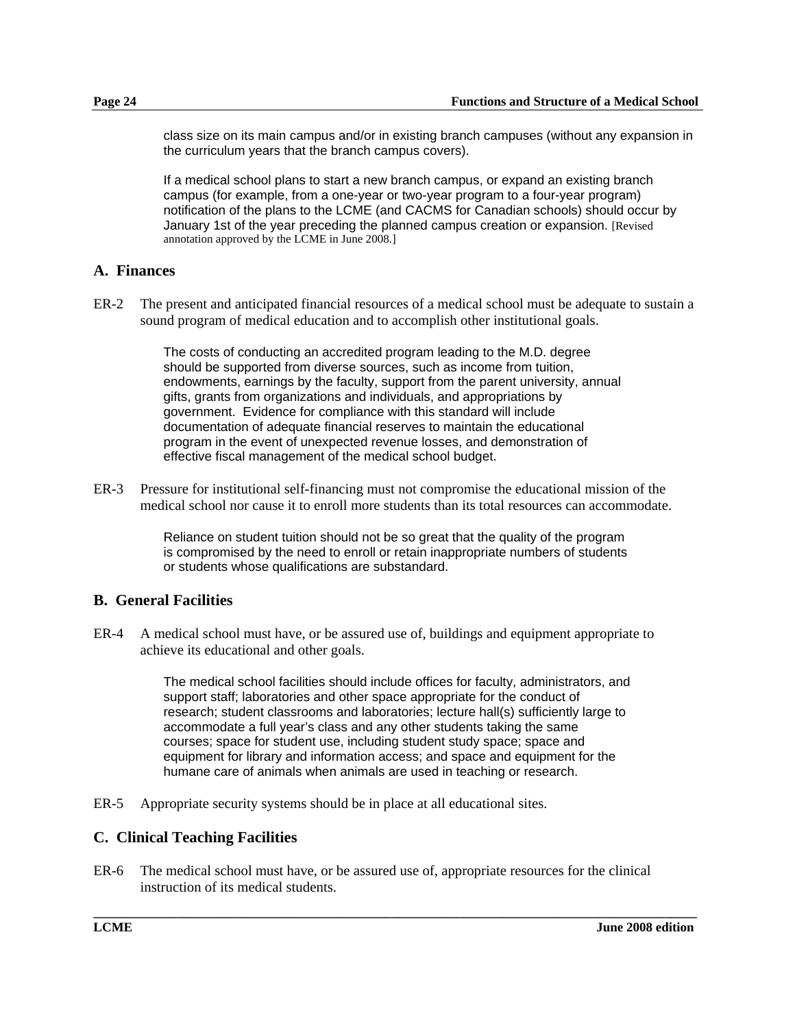class size on its main campus and/or in existing branch campuses (without any expansion in the curriculum years that the branch campus covers).

If a medical school plans to start a new branch campus, or expand an existing branch campus (for example, from a one-year or two-year program to a four-year program) notification of the plans to the LCME (and CACMS for Canadian schools) should occur by January 1st of the year preceding the planned campus creation or expansion. [Revised annotation approved by the LCME in June 2008.]

## A. Finances

ER-2 The present and anticipated financial resources of a medical school must be adequate to sustain a sound program of medical education and to accomplish other institutional goals.

The costs of conducting an accredited program leading to the M.D. degree should be supported from diverse sources, such as income from tuition, endowments, earnings by the faculty, support from the parent university, annual gifts, grants from organizations and individuals, and appropriations by government. Evidence for compliance with this standard will include documentation of adequate financial reserves to maintain the educational program in the event of unexpected revenue losses, and demonstration of effective fiscal management of the medical school budget.

ER-3 Pressure for institutional self-financing must not compromise the educational mission of the medical school nor cause it to enroll more students than its total resources can accommodate.

Reliance on student tuition should not be so great that the quality of the program is compromised by the need to enroll or retain inappropriate numbers of students or students whose qualifications are substandard.

## B. General Facilities

ER-4 A medical school must have, or be assured use of, buildings and equipment appropriate to achieve its educational and other goals.

The medical school facilities should include offices for faculty, administrators, and support staff; laboratories and other space appropriate for the conduct of research; student classrooms and laboratories; lecture hall(s) sufficiently large to accommodate a full year's class and any other students taking the same courses; space for student use, including student study space; space and equipment for library and information access; and space and equipment for the humane care of animals when animals are used in teaching or research.

ER-5 Appropriate security systems should be in place at all educational sites.

## C. Clinical Teaching Facilities

ER-6 The medical school must have, or be assured use of, appropriate resources for the clinical instruction of its medical students.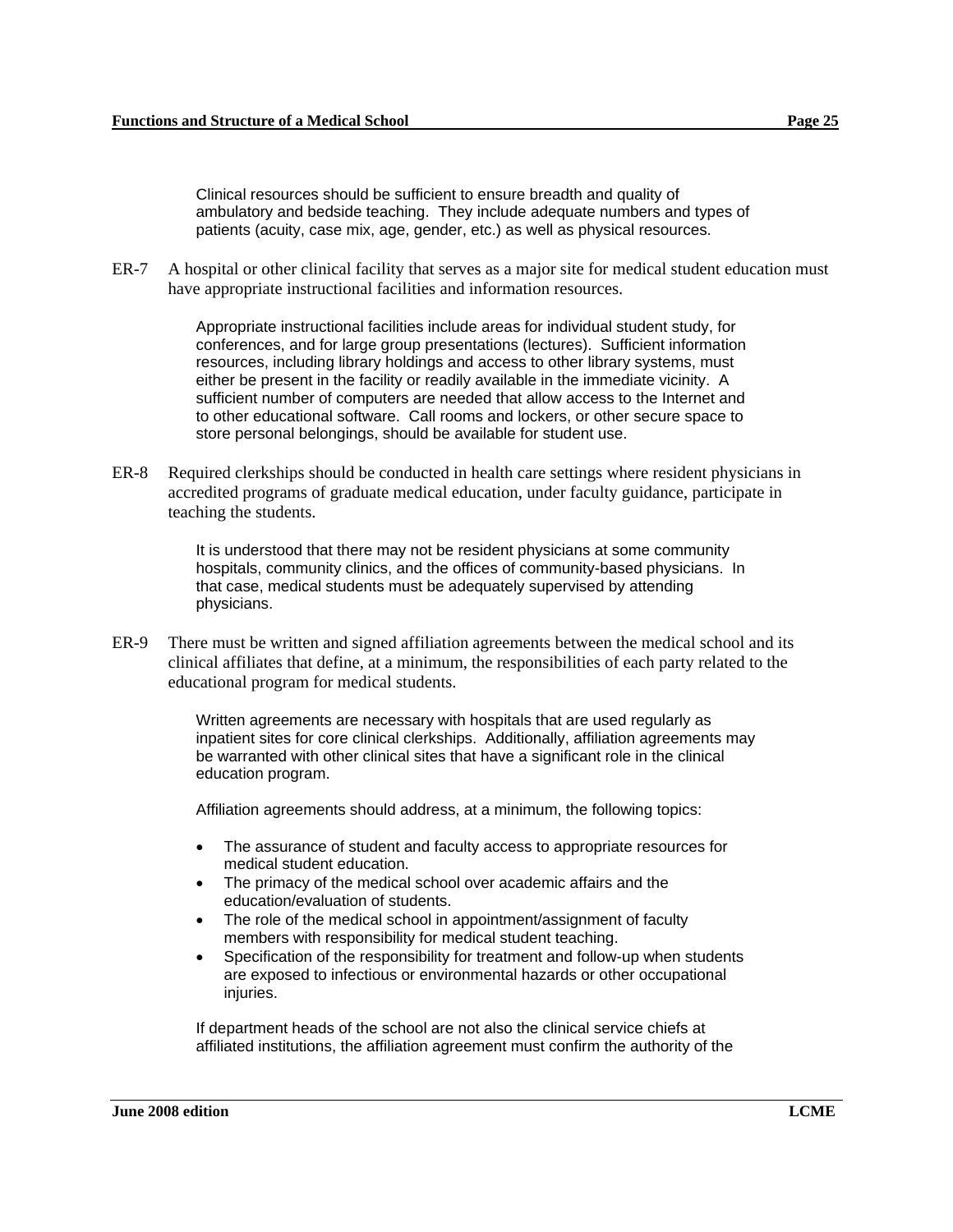Clinical resources should be sufficient to ensure breadth and quality of ambulatory and bedside teaching. They include adequate numbers and types of patients (acuity, case mix, age, gender, etc.) as well as physical resources.

ER-7 A hospital or other clinical facility that serves as a major site for medical student education must have appropriate instructional facilities and information resources.

> Appropriate instructional facilities include areas for individual student study, for conferences, and for large group presentations (lectures). Sufficient information resources, including library holdings and access to other library systems, must either be present in the facility or readily available in the immediate vicinity. A sufficient number of computers are needed that allow access to the Internet and to other educational software. Call rooms and lockers, or other secure space to store personal belongings, should be available for student use.

ER-8 Required clerkships should be conducted in health care settings where resident physicians in accredited programs of graduate medical education, under faculty guidance, participate in teaching the students.

> It is understood that there may not be resident physicians at some community hospitals, community clinics, and the offices of community-based physicians. In that case, medical students must be adequately supervised by attending physicians.

ER-9 There must be written and signed affiliation agreements between the medical school and its clinical affiliates that define, at a minimum, the responsibilities of each party related to the educational program for medical students.

> Written agreements are necessary with hospitals that are used regularly as inpatient sites for core clinical clerkships. Additionally, affiliation agreements may be warranted with other clinical sites that have a significant role in the clinical education program.
>
> Affiliation agreements should address, at a minimum, the following topics:
>
> - The assurance of student and faculty access to appropriate resources for medical student education.
> - The primacy of the medical school over academic affairs and the education/evaluation of students.
> - The role of the medical school in appointment/assignment of faculty members with responsibility for medical student teaching.
> - Specification of the responsibility for treatment and follow-up when students are exposed to infectious or environmental hazards or other occupational injuries.
>
> If department heads of the school are not also the clinical service chiefs at affiliated institutions, the affiliation agreement must confirm the authority of the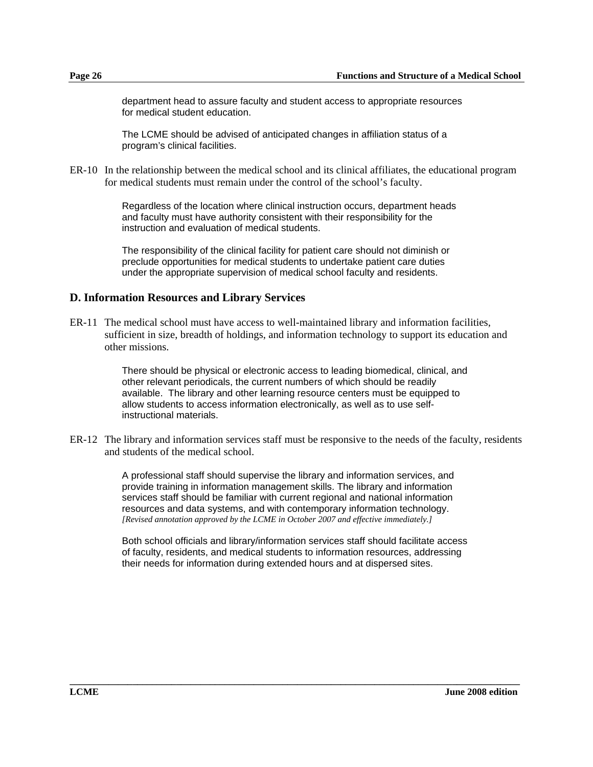department head to assure faculty and student access to appropriate resources for medical student education.

The LCME should be advised of anticipated changes in affiliation status of a program's clinical facilities.

ER-10 In the relationship between the medical school and its clinical affiliates, the educational program for medical students must remain under the control of the school's faculty.

Regardless of the location where clinical instruction occurs, department heads and faculty must have authority consistent with their responsibility for the instruction and evaluation of medical students.

The responsibility of the clinical facility for patient care should not diminish or preclude opportunities for medical students to undertake patient care duties under the appropriate supervision of medical school faculty and residents.

## D. Information Resources and Library Services

ER-11 The medical school must have access to well-maintained library and information facilities, sufficient in size, breadth of holdings, and information technology to support its education and other missions.

There should be physical or electronic access to leading biomedical, clinical, and other relevant periodicals, the current numbers of which should be readily available. The library and other learning resource centers must be equipped to allow students to access information electronically, as well as to use self-instructional materials.

ER-12 The library and information services staff must be responsive to the needs of the faculty, residents and students of the medical school.

A professional staff should supervise the library and information services, and provide training in information management skills. The library and information services staff should be familiar with current regional and national information resources and data systems, and with contemporary information technology. *[Revised annotation approved by the LCME in October 2007 and effective immediately.]*

Both school officials and library/information services staff should facilitate access of faculty, residents, and medical students to information resources, addressing their needs for information during extended hours and at dispersed sites.